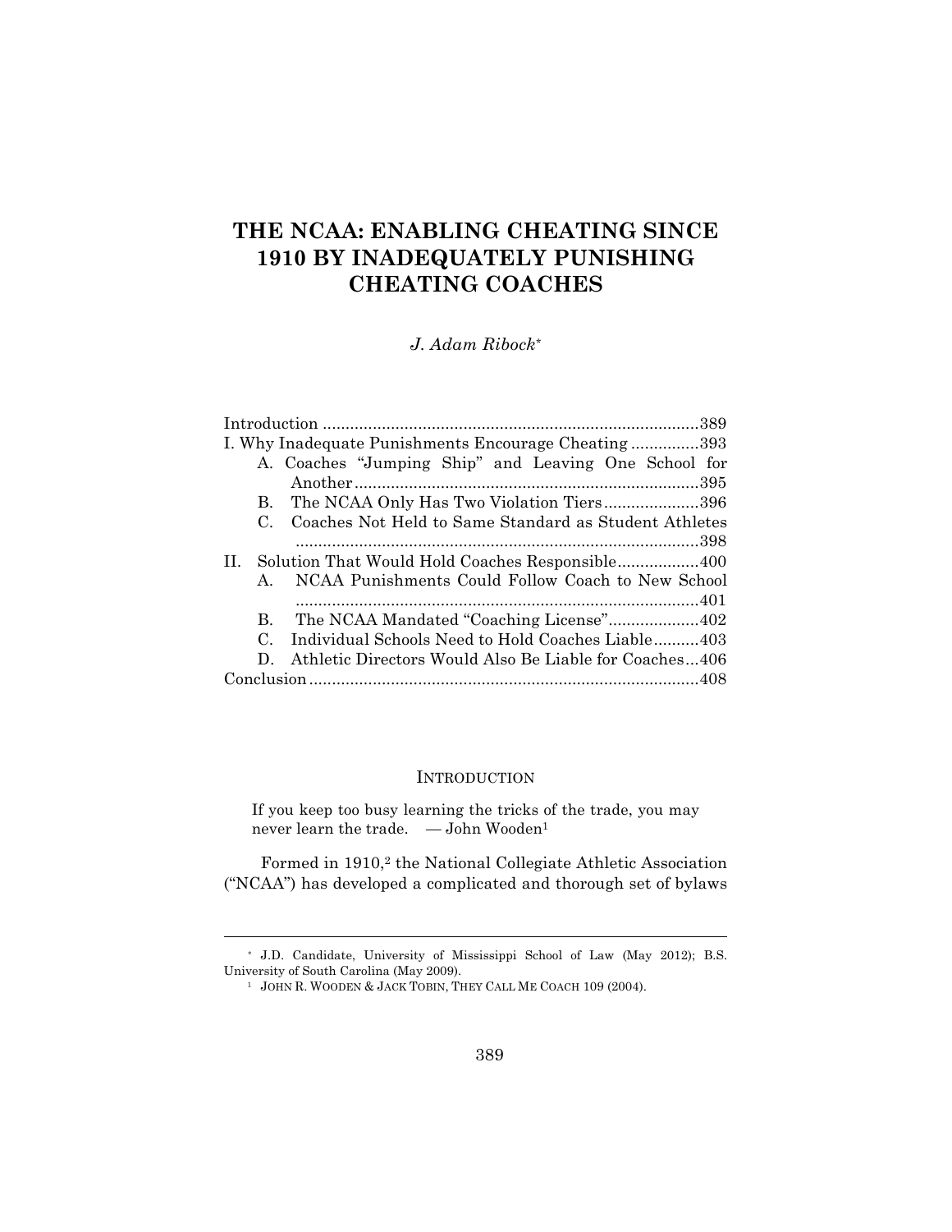# THE NCAA: ENABLING CHEATING SINCE 1910 BY INADEQUATELY PUNISHING CHEATING COACHES

*J. Adam Ribock*[*]

Introduction ....................................................................................389
I. Why Inadequate Punishments Encourage Cheating ...............393
  A. Coaches "Jumping Ship" and Leaving One School for Another ..............................................................................395
  B. The NCAA Only Has Two Violation Tiers.....................396
  C. Coaches Not Held to Same Standard as Student Athletes ..........................................................................................398
II. Solution That Would Hold Coaches Responsible..................400
  A. NCAA Punishments Could Follow Coach to New School ..........................................................................................401
  B. The NCAA Mandated "Coaching License"....................402
  C. Individual Schools Need to Hold Coaches Liable..........403
  D. Athletic Directors Would Also Be Liable for Coaches...406
Conclusion......................................................................................408

## INTRODUCTION

> If you keep too busy learning the tricks of the trade, you may never learn the trade. — John Wooden[1]

Formed in 1910,[2] the National Collegiate Athletic Association ("NCAA") has developed a complicated and thorough set of bylaws

---

[*] J.D. Candidate, University of Mississippi School of Law (May 2012); B.S. University of South Carolina (May 2009).

[1] JOHN R. WOODEN & JACK TOBIN, THEY CALL ME COACH 109 (2004).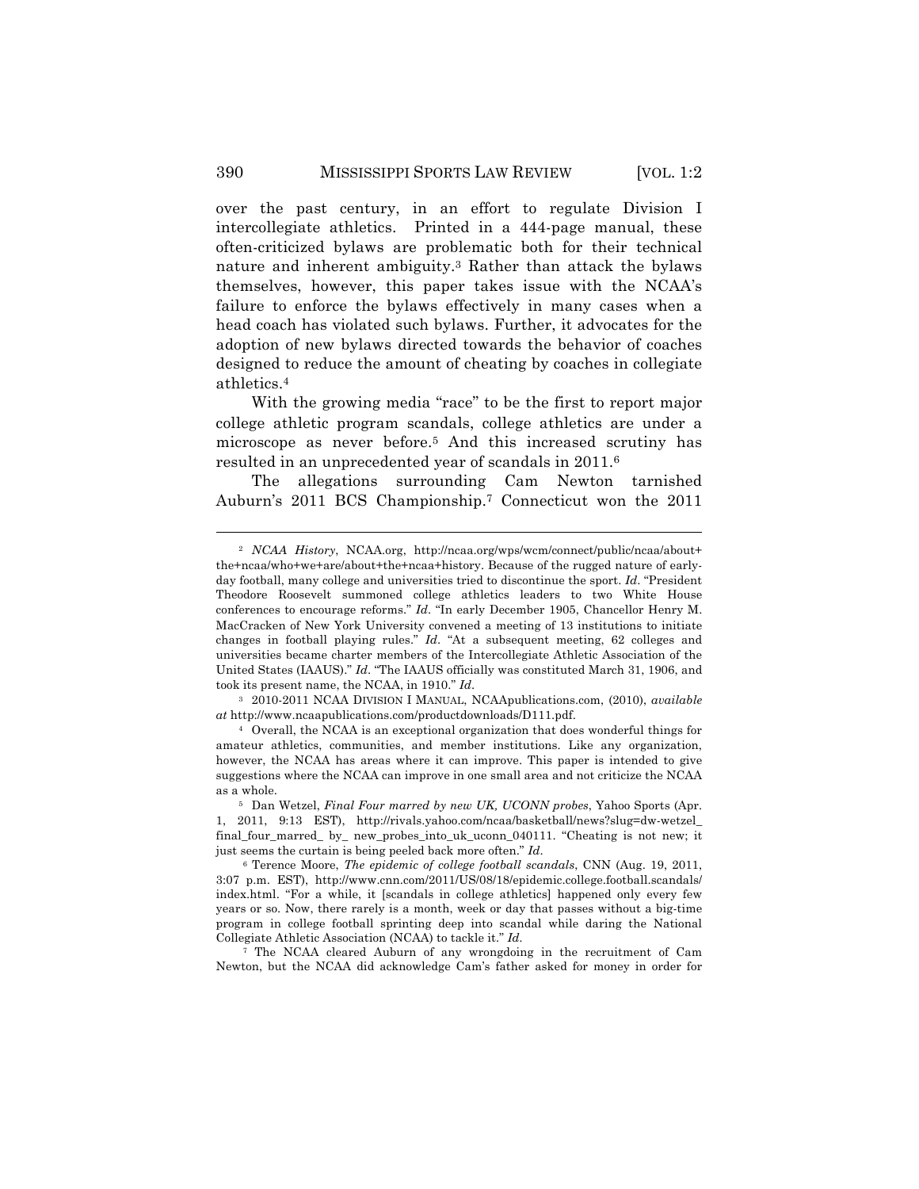over the past century, in an effort to regulate Division I intercollegiate athletics. Printed in a 444-page manual, these often-criticized bylaws are problematic both for their technical nature and inherent ambiguity.[3] Rather than attack the bylaws themselves, however, this paper takes issue with the NCAA's failure to enforce the bylaws effectively in many cases when a head coach has violated such bylaws. Further, it advocates for the adoption of new bylaws directed towards the behavior of coaches designed to reduce the amount of cheating by coaches in collegiate athletics.[4]

With the growing media "race" to be the first to report major college athletic program scandals, college athletics are under a microscope as never before.[5] And this increased scrutiny has resulted in an unprecedented year of scandals in 2011.[6]

The allegations surrounding Cam Newton tarnished Auburn's 2011 BCS Championship.[7] Connecticut won the 2011

---

[2] *NCAA History*, NCAA.org, http://ncaa.org/wps/wcm/connect/public/ncaa/about+the+ncaa/who+we+are/about+the+ncaa+history. Because of the rugged nature of early-day football, many college and universities tried to discontinue the sport. *Id*. "President Theodore Roosevelt summoned college athletics leaders to two White House conferences to encourage reforms." *Id*. "In early December 1905, Chancellor Henry M. MacCracken of New York University convened a meeting of 13 institutions to initiate changes in football playing rules." *Id*. "At a subsequent meeting, 62 colleges and universities became charter members of the Intercollegiate Athletic Association of the United States (IAAUS)." *Id*. "The IAAUS officially was constituted March 31, 1906, and took its present name, the NCAA, in 1910." *Id*.

[3] 2010-2011 NCAA DIVISION I MANUAL, NCAApublications.com, (2010), *available at* http://www.ncaapublications.com/productdownloads/D111.pdf.

[4] Overall, the NCAA is an exceptional organization that does wonderful things for amateur athletics, communities, and member institutions. Like any organization, however, the NCAA has areas where it can improve. This paper is intended to give suggestions where the NCAA can improve in one small area and not criticize the NCAA as a whole.

[5] Dan Wetzel, *Final Four marred by new UK, UCONN probes*, Yahoo Sports (Apr. 1, 2011, 9:13 EST), http://rivals.yahoo.com/ncaa/basketball/news?slug=dw-wetzel_final_four_marred_by_new_probes_into_uk_uconn_040111. "Cheating is not new; it just seems the curtain is being peeled back more often." *Id*.

[6] Terence Moore, *The epidemic of college football scandals*, CNN (Aug. 19, 2011, 3:07 p.m. EST), http://www.cnn.com/2011/US/08/18/epidemic.college.football.scandals/index.html. "For a while, it [scandals in college athletics] happened only every few years or so. Now, there rarely is a month, week or day that passes without a big-time program in college football sprinting deep into scandal while daring the National Collegiate Athletic Association (NCAA) to tackle it." *Id*.

[7] The NCAA cleared Auburn of any wrongdoing in the recruitment of Cam Newton, but the NCAA did acknowledge Cam's father asked for money in order for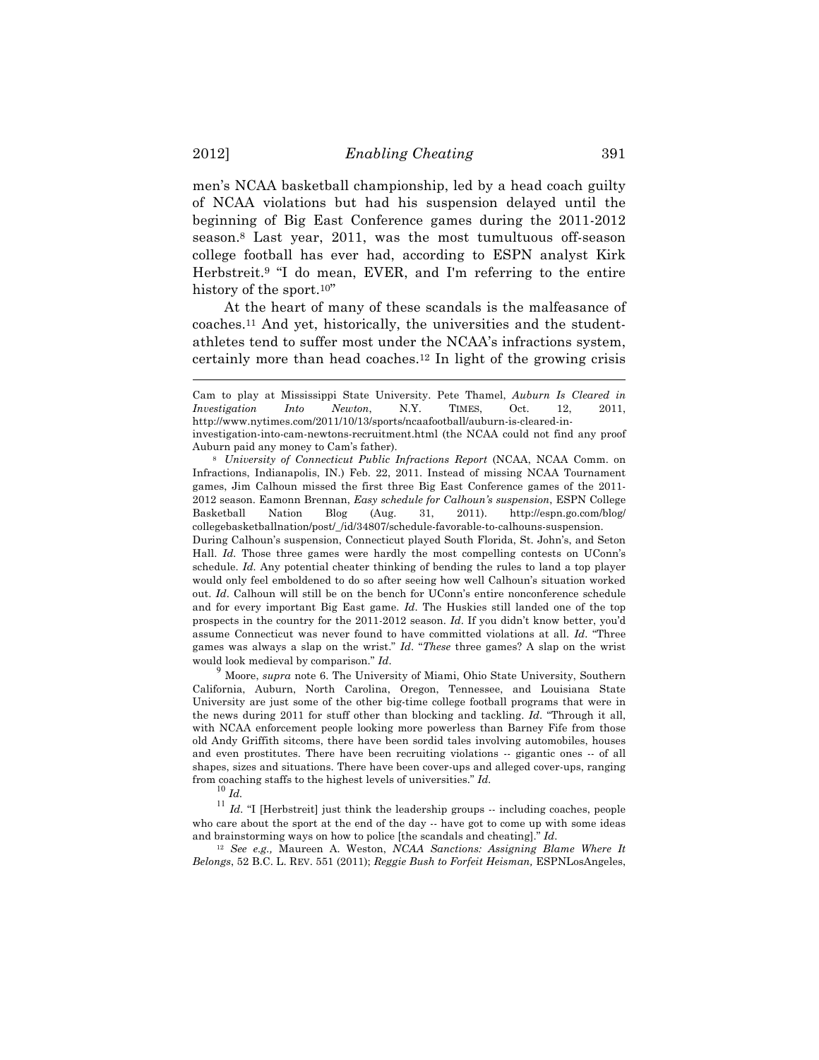men's NCAA basketball championship, led by a head coach guilty of NCAA violations but had his suspension delayed until the beginning of Big East Conference games during the 2011-2012 season.[8] Last year, 2011, was the most tumultuous off-season college football has ever had, according to ESPN analyst Kirk Herbstreit.[9] "I do mean, EVER, and I'm referring to the entire history of the sport.[10]"

At the heart of many of these scandals is the malfeasance of coaches.[11] And yet, historically, the universities and the student-athletes tend to suffer most under the NCAA's infractions system, certainly more than head coaches.[12] In light of the growing crisis

---

Cam to play at Mississippi State University. Pete Thamel, *Auburn Is Cleared in Investigation Into Newton*, N.Y. TIMES, Oct. 12, 2011, http://www.nytimes.com/2011/10/13/sports/ncaafootball/auburn-is-cleared-in-investigation-into-cam-newtons-recruitment.html (the NCAA could not find any proof Auburn paid any money to Cam's father).

[8] *University of Connecticut Public Infractions Report* (NCAA, NCAA Comm. on Infractions, Indianapolis, IN.) Feb. 22, 2011. Instead of missing NCAA Tournament games, Jim Calhoun missed the first three Big East Conference games of the 2011-2012 season. Eamonn Brennan, *Easy schedule for Calhoun's suspension*, ESPN College Basketball Nation Blog (Aug. 31, 2011). http://espn.go.com/blog/collegebasketballnation/post/_/id/34807/schedule-favorable-to-calhouns-suspension. During Calhoun's suspension, Connecticut played South Florida, St. John's, and Seton Hall. *Id.* Those three games were hardly the most compelling contests on UConn's schedule. *Id.* Any potential cheater thinking of bending the rules to land a top player would only feel emboldened to do so after seeing how well Calhoun's situation worked out. *Id*. Calhoun will still be on the bench for UConn's entire nonconference schedule and for every important Big East game. *Id*. The Huskies still landed one of the top prospects in the country for the 2011-2012 season. *Id*. If you didn't know better, you'd assume Connecticut was never found to have committed violations at all. *Id*. "Three games was always a slap on the wrist." *Id*. "*These* three games? A slap on the wrist would look medieval by comparison." *Id*.

[9] Moore, *supra* note 6. The University of Miami, Ohio State University, Southern California, Auburn, North Carolina, Oregon, Tennessee, and Louisiana State University are just some of the other big-time college football programs that were in the news during 2011 for stuff other than blocking and tackling. *Id*. "Through it all, with NCAA enforcement people looking more powerless than Barney Fife from those old Andy Griffith sitcoms, there have been sordid tales involving automobiles, houses and even prostitutes. There have been recruiting violations -- gigantic ones -- of all shapes, sizes and situations. There have been cover-ups and alleged cover-ups, ranging from coaching staffs to the highest levels of universities." *Id.*

[10] *Id.*

[11] *Id*. "I [Herbstreit] just think the leadership groups -- including coaches, people who care about the sport at the end of the day -- have got to come up with some ideas and brainstorming ways on how to police [the scandals and cheating]." *Id*.

[12] *See e.g.,* Maureen A. Weston, *NCAA Sanctions: Assigning Blame Where It Belongs*, 52 B.C. L. REV. 551 (2011); *Reggie Bush to Forfeit Heisman,* ESPNLosAngeles,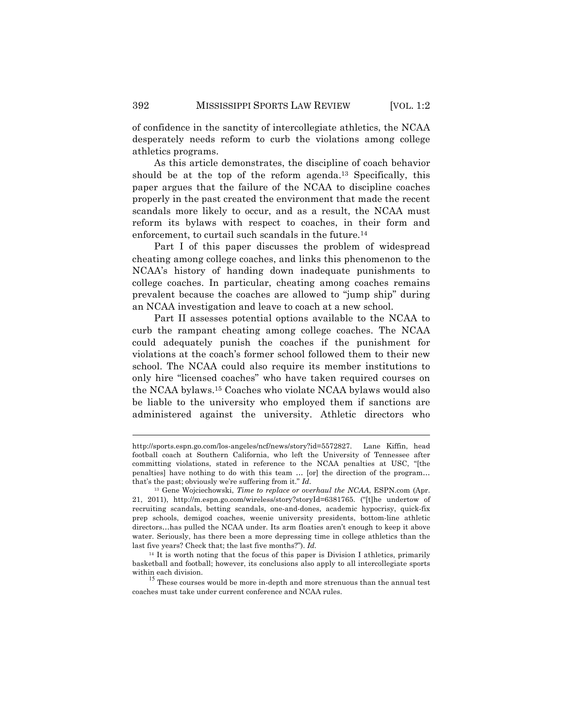of confidence in the sanctity of intercollegiate athletics, the NCAA desperately needs reform to curb the violations among college athletics programs.

As this article demonstrates, the discipline of coach behavior should be at the top of the reform agenda.[13] Specifically, this paper argues that the failure of the NCAA to discipline coaches properly in the past created the environment that made the recent scandals more likely to occur, and as a result, the NCAA must reform its bylaws with respect to coaches, in their form and enforcement, to curtail such scandals in the future.[14]

Part I of this paper discusses the problem of widespread cheating among college coaches, and links this phenomenon to the NCAA's history of handing down inadequate punishments to college coaches. In particular, cheating among coaches remains prevalent because the coaches are allowed to "jump ship" during an NCAA investigation and leave to coach at a new school.

Part II assesses potential options available to the NCAA to curb the rampant cheating among college coaches. The NCAA could adequately punish the coaches if the punishment for violations at the coach's former school followed them to their new school. The NCAA could also require its member institutions to only hire "licensed coaches" who have taken required courses on the NCAA bylaws.[15] Coaches who violate NCAA bylaws would also be liable to the university who employed them if sanctions are administered against the university. Athletic directors who

---

http://sports.espn.go.com/los-angeles/ncf/news/story?id=5572827. Lane Kiffin, head football coach at Southern California, who left the University of Tennessee after committing violations, stated in reference to the NCAA penalties at USC, "[the penalties] have nothing to do with this team … [or] the direction of the program… that's the past; obviously we're suffering from it." *Id*.

[13] Gene Wojciechowski, *Time to replace or overhaul the NCAA*, ESPN.com (Apr. 21, 2011), http://m.espn.go.com/wireless/story?storyId=6381765. ("[t]he undertow of recruiting scandals, betting scandals, one-and-dones, academic hypocrisy, quick-fix prep schools, demigod coaches, weenie university presidents, bottom-line athletic directors…has pulled the NCAA under. Its arm floaties aren't enough to keep it above water. Seriously, has there been a more depressing time in college athletics than the last five years? Check that; the last five months?"). *Id.*

[14] It is worth noting that the focus of this paper is Division I athletics, primarily basketball and football; however, its conclusions also apply to all intercollegiate sports within each division.

[15] These courses would be more in-depth and more strenuous than the annual test coaches must take under current conference and NCAA rules.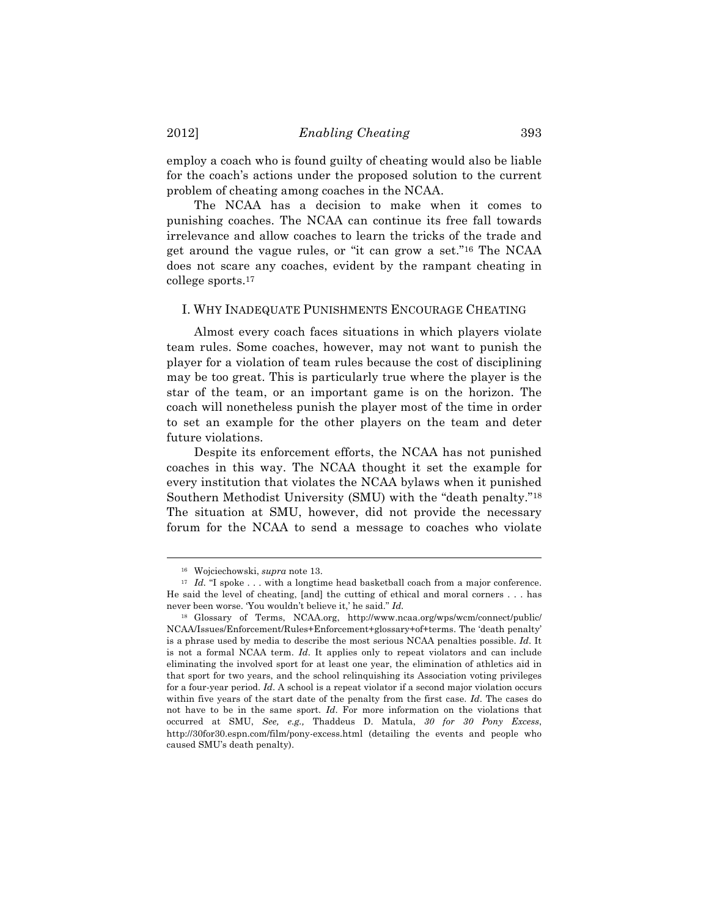employ a coach who is found guilty of cheating would also be liable for the coach's actions under the proposed solution to the current problem of cheating among coaches in the NCAA.

The NCAA has a decision to make when it comes to punishing coaches. The NCAA can continue its free fall towards irrelevance and allow coaches to learn the tricks of the trade and get around the vague rules, or "it can grow a set."[16] The NCAA does not scare any coaches, evident by the rampant cheating in college sports.[17]

## I. Why Inadequate Punishments Encourage Cheating

Almost every coach faces situations in which players violate team rules. Some coaches, however, may not want to punish the player for a violation of team rules because the cost of disciplining may be too great. This is particularly true where the player is the star of the team, or an important game is on the horizon. The coach will nonetheless punish the player most of the time in order to set an example for the other players on the team and deter future violations.

Despite its enforcement efforts, the NCAA has not punished coaches in this way. The NCAA thought it set the example for every institution that violates the NCAA bylaws when it punished Southern Methodist University (SMU) with the "death penalty."[18] The situation at SMU, however, did not provide the necessary forum for the NCAA to send a message to coaches who violate

---

[16] Wojciechowski, *supra* note 13.

[17] *Id.* "I spoke . . . with a longtime head basketball coach from a major conference. He said the level of cheating, [and] the cutting of ethical and moral corners . . . has never been worse. 'You wouldn't believe it,' he said." *Id.*

[18] Glossary of Terms, NCAA.org, http://www.ncaa.org/wps/wcm/connect/public/NCAA/Issues/Enforcement/Rules+Enforcement+glossary+of+terms. The 'death penalty' is a phrase used by media to describe the most serious NCAA penalties possible. *Id*. It is not a formal NCAA term. *Id*. It applies only to repeat violators and can include eliminating the involved sport for at least one year, the elimination of athletics aid in that sport for two years, and the school relinquishing its Association voting privileges for a four-year period. *Id*. A school is a repeat violator if a second major violation occurs within five years of the start date of the penalty from the first case. *Id*. The cases do not have to be in the same sport. *Id*. For more information on the violations that occurred at SMU, *See, e.g.,* Thaddeus D. Matula, *30 for 30 Pony Excess*, http://30for30.espn.com/film/pony-excess.html (detailing the events and people who caused SMU's death penalty).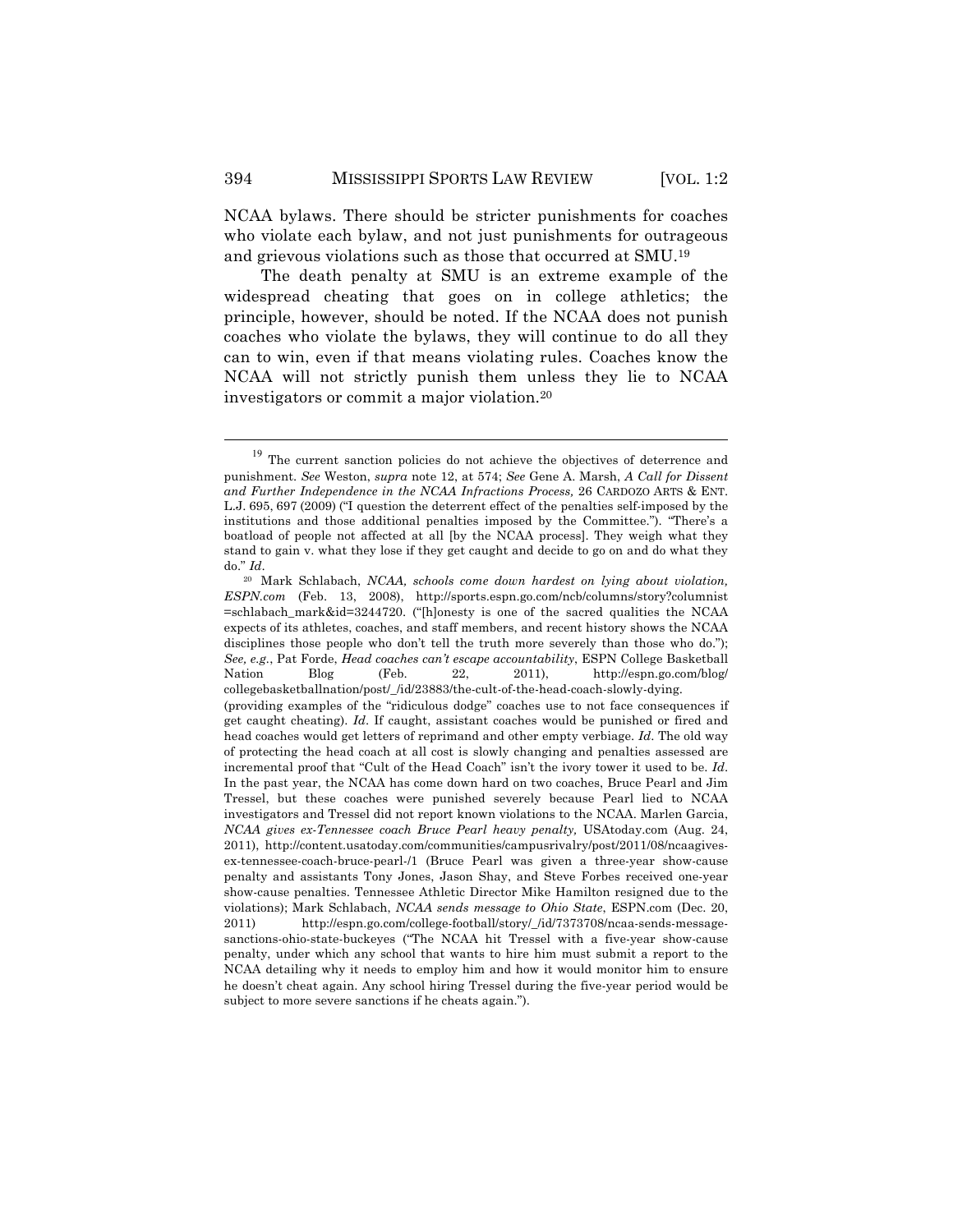NCAA bylaws. There should be stricter punishments for coaches who violate each bylaw, and not just punishments for outrageous and grievous violations such as those that occurred at SMU.[19]

The death penalty at SMU is an extreme example of the widespread cheating that goes on in college athletics; the principle, however, should be noted. If the NCAA does not punish coaches who violate the bylaws, they will continue to do all they can to win, even if that means violating rules. Coaches know the NCAA will not strictly punish them unless they lie to NCAA investigators or commit a major violation.[20]

---

[19] The current sanction policies do not achieve the objectives of deterrence and punishment. *See* Weston, *supra* note 12, at 574; *See* Gene A. Marsh, *A Call for Dissent and Further Independence in the NCAA Infractions Process,* 26 CARDOZO ARTS & ENT. L.J. 695, 697 (2009) ("I question the deterrent effect of the penalties self-imposed by the institutions and those additional penalties imposed by the Committee."). "There's a boatload of people not affected at all [by the NCAA process]. They weigh what they stand to gain v. what they lose if they get caught and decide to go on and do what they do." *Id*.

[20] Mark Schlabach, *NCAA, schools come down hardest on lying about violation, ESPN.com* (Feb. 13, 2008), http://sports.espn.go.com/ncb/columns/story?columnist=schlabach_mark&id=3244720. ("[h]onesty is one of the sacred qualities the NCAA expects of its athletes, coaches, and staff members, and recent history shows the NCAA disciplines those people who don't tell the truth more severely than those who do."); *See, e.g.*, Pat Forde, *Head coaches can't escape accountability*, ESPN College Basketball Nation Blog (Feb. 22, 2011), http://espn.go.com/blog/collegebasketballnation/post/_/id/23883/the-cult-of-the-head-coach-slowly-dying. (providing examples of the "ridiculous dodge" coaches use to not face consequences if get caught cheating). *Id*. If caught, assistant coaches would be punished or fired and head coaches would get letters of reprimand and other empty verbiage. *Id*. The old way of protecting the head coach at all cost is slowly changing and penalties assessed are incremental proof that "Cult of the Head Coach" isn't the ivory tower it used to be. *Id*. In the past year, the NCAA has come down hard on two coaches, Bruce Pearl and Jim Tressel, but these coaches were punished severely because Pearl lied to NCAA investigators and Tressel did not report known violations to the NCAA. Marlen Garcia, *NCAA gives ex-Tennessee coach Bruce Pearl heavy penalty,* USAtoday.com (Aug. 24, 2011), http://content.usatoday.com/communities/campusrivalry/post/2011/08/ncaagives-ex-tennessee-coach-bruce-pearl-/1 (Bruce Pearl was given a three-year show-cause penalty and assistants Tony Jones, Jason Shay, and Steve Forbes received one-year show-cause penalties. Tennessee Athletic Director Mike Hamilton resigned due to the violations); Mark Schlabach, *NCAA sends message to Ohio State*, ESPN.com (Dec. 20, 2011) http://espn.go.com/college-football/story/_/id/7373708/ncaa-sends-message-sanctions-ohio-state-buckeyes ("The NCAA hit Tressel with a five-year show-cause penalty, under which any school that wants to hire him must submit a report to the NCAA detailing why it needs to employ him and how it would monitor him to ensure he doesn't cheat again. Any school hiring Tressel during the five-year period would be subject to more severe sanctions if he cheats again.").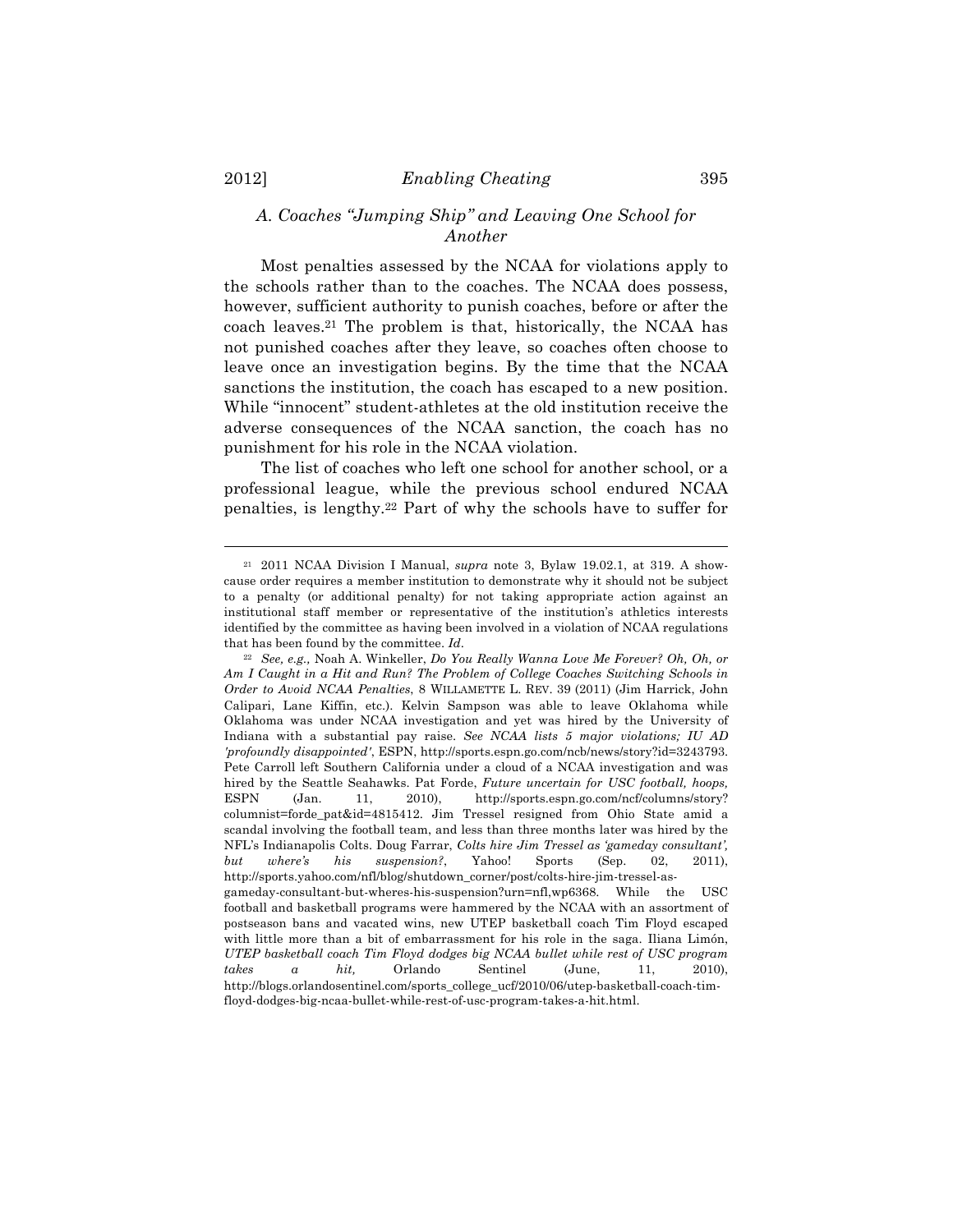### *A. Coaches "Jumping Ship" and Leaving One School for Another*

Most penalties assessed by the NCAA for violations apply to the schools rather than to the coaches. The NCAA does possess, however, sufficient authority to punish coaches, before or after the coach leaves.[21] The problem is that, historically, the NCAA has not punished coaches after they leave, so coaches often choose to leave once an investigation begins. By the time that the NCAA sanctions the institution, the coach has escaped to a new position. While "innocent" student-athletes at the old institution receive the adverse consequences of the NCAA sanction, the coach has no punishment for his role in the NCAA violation.

The list of coaches who left one school for another school, or a professional league, while the previous school endured NCAA penalties, is lengthy.[22] Part of why the schools have to suffer for

---

[21] 2011 NCAA Division I Manual, *supra* note 3, Bylaw 19.02.1, at 319. A show-cause order requires a member institution to demonstrate why it should not be subject to a penalty (or additional penalty) for not taking appropriate action against an institutional staff member or representative of the institution's athletics interests identified by the committee as having been involved in a violation of NCAA regulations that has been found by the committee. *Id*.

[22] *See, e.g.,* Noah A. Winkeller, *Do You Really Wanna Love Me Forever? Oh, Oh, or Am I Caught in a Hit and Run? The Problem of College Coaches Switching Schools in Order to Avoid NCAA Penalties*, 8 WILLAMETTE L. REV. 39 (2011) (Jim Harrick, John Calipari, Lane Kiffin, etc.). Kelvin Sampson was able to leave Oklahoma while Oklahoma was under NCAA investigation and yet was hired by the University of Indiana with a substantial pay raise. *See NCAA lists 5 major violations; IU AD 'profoundly disappointed'*, ESPN, http://sports.espn.go.com/ncb/news/story?id=3243793. Pete Carroll left Southern California under a cloud of a NCAA investigation and was hired by the Seattle Seahawks. Pat Forde, *Future uncertain for USC football, hoops,* ESPN (Jan. 11, 2010), http://sports.espn.go.com/ncf/columns/story?columnist=forde_pat&id=4815412. Jim Tressel resigned from Ohio State amid a scandal involving the football team, and less than three months later was hired by the NFL's Indianapolis Colts. Doug Farrar, *Colts hire Jim Tressel as 'gameday consultant', but where's his suspension?*, Yahoo! Sports (Sep. 02, 2011), http://sports.yahoo.com/nfl/blog/shutdown_corner/post/colts-hire-jim-tressel-as-gameday-consultant-but-wheres-his-suspension?urn=nfl,wp6368. While the USC football and basketball programs were hammered by the NCAA with an assortment of postseason bans and vacated wins, new UTEP basketball coach Tim Floyd escaped with little more than a bit of embarrassment for his role in the saga. Iliana Limón, *UTEP basketball coach Tim Floyd dodges big NCAA bullet while rest of USC program takes a hit,* Orlando Sentinel (June, 11, 2010), http://blogs.orlandosentinel.com/sports_college_ucf/2010/06/utep-basketball-coach-tim-floyd-dodges-big-ncaa-bullet-while-rest-of-usc-program-takes-a-hit.html.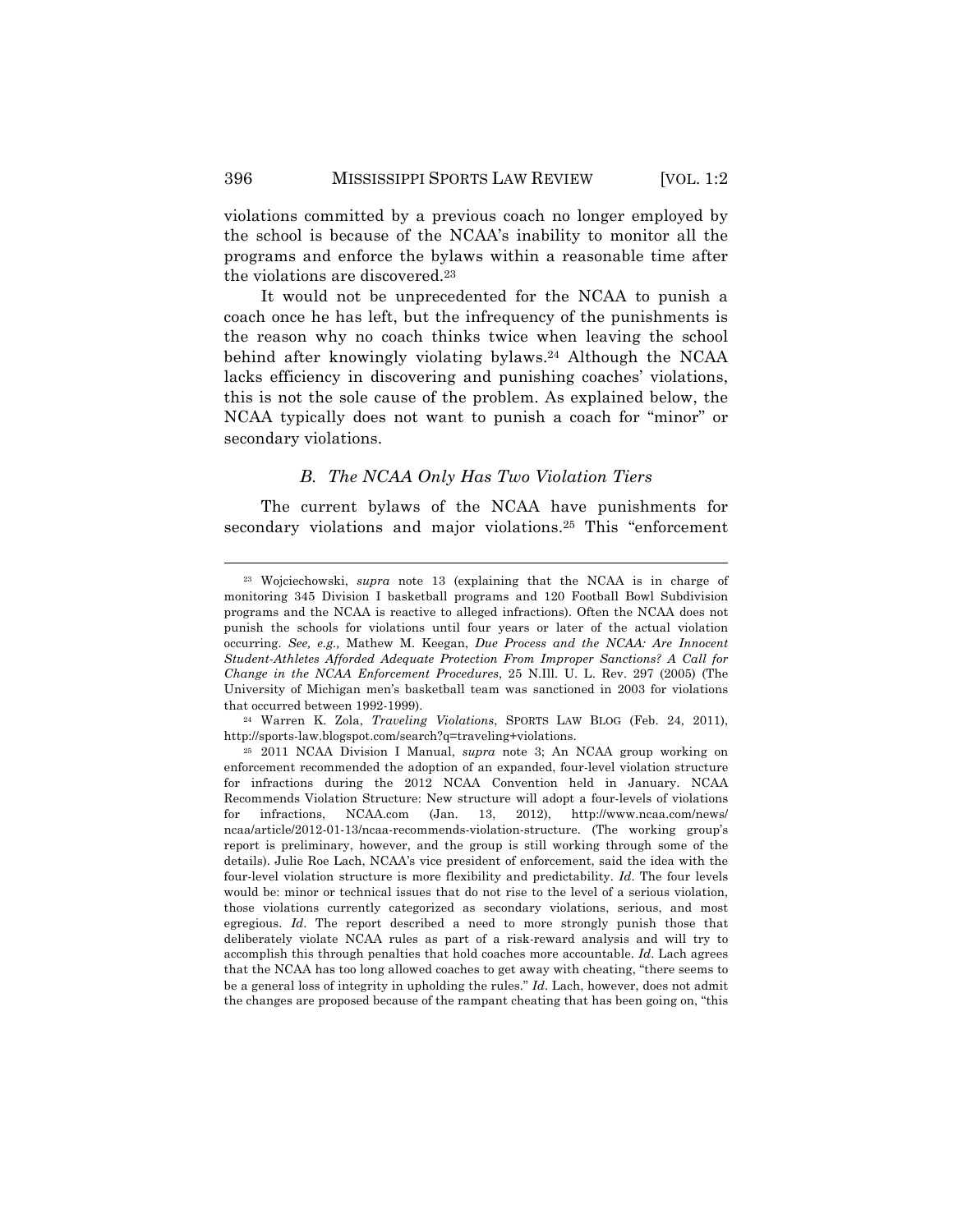violations committed by a previous coach no longer employed by the school is because of the NCAA's inability to monitor all the programs and enforce the bylaws within a reasonable time after the violations are discovered.[23]

It would not be unprecedented for the NCAA to punish a coach once he has left, but the infrequency of the punishments is the reason why no coach thinks twice when leaving the school behind after knowingly violating bylaws.[24] Although the NCAA lacks efficiency in discovering and punishing coaches' violations, this is not the sole cause of the problem. As explained below, the NCAA typically does not want to punish a coach for "minor" or secondary violations.

### *B. The NCAA Only Has Two Violation Tiers*

The current bylaws of the NCAA have punishments for secondary violations and major violations.[25] This "enforcement

---

[23] Wojciechowski, *supra* note 13 (explaining that the NCAA is in charge of monitoring 345 Division I basketball programs and 120 Football Bowl Subdivision programs and the NCAA is reactive to alleged infractions). Often the NCAA does not punish the schools for violations until four years or later of the actual violation occurring. *See, e.g.,* Mathew M. Keegan, *Due Process and the NCAA: Are Innocent Student-Athletes Afforded Adequate Protection From Improper Sanctions? A Call for Change in the NCAA Enforcement Procedures*, 25 N.Ill. U. L. Rev. 297 (2005) (The University of Michigan men's basketball team was sanctioned in 2003 for violations that occurred between 1992-1999).

[24] Warren K. Zola, *Traveling Violations*, SPORTS LAW BLOG (Feb. 24, 2011), http://sports-law.blogspot.com/search?q=traveling+violations.

[25] 2011 NCAA Division I Manual, *supra* note 3; An NCAA group working on enforcement recommended the adoption of an expanded, four-level violation structure for infractions during the 2012 NCAA Convention held in January. NCAA Recommends Violation Structure: New structure will adopt a four-levels of violations for infractions, NCAA.com (Jan. 13, 2012), http://www.ncaa.com/news/ncaa/article/2012-01-13/ncaa-recommends-violation-structure. (The working group's report is preliminary, however, and the group is still working through some of the details). Julie Roe Lach, NCAA's vice president of enforcement, said the idea with the four-level violation structure is more flexibility and predictability. *Id*. The four levels would be: minor or technical issues that do not rise to the level of a serious violation, those violations currently categorized as secondary violations, serious, and most egregious. *Id*. The report described a need to more strongly punish those that deliberately violate NCAA rules as part of a risk-reward analysis and will try to accomplish this through penalties that hold coaches more accountable. *Id*. Lach agrees that the NCAA has too long allowed coaches to get away with cheating, "there seems to be a general loss of integrity in upholding the rules." *Id*. Lach, however, does not admit the changes are proposed because of the rampant cheating that has been going on, "this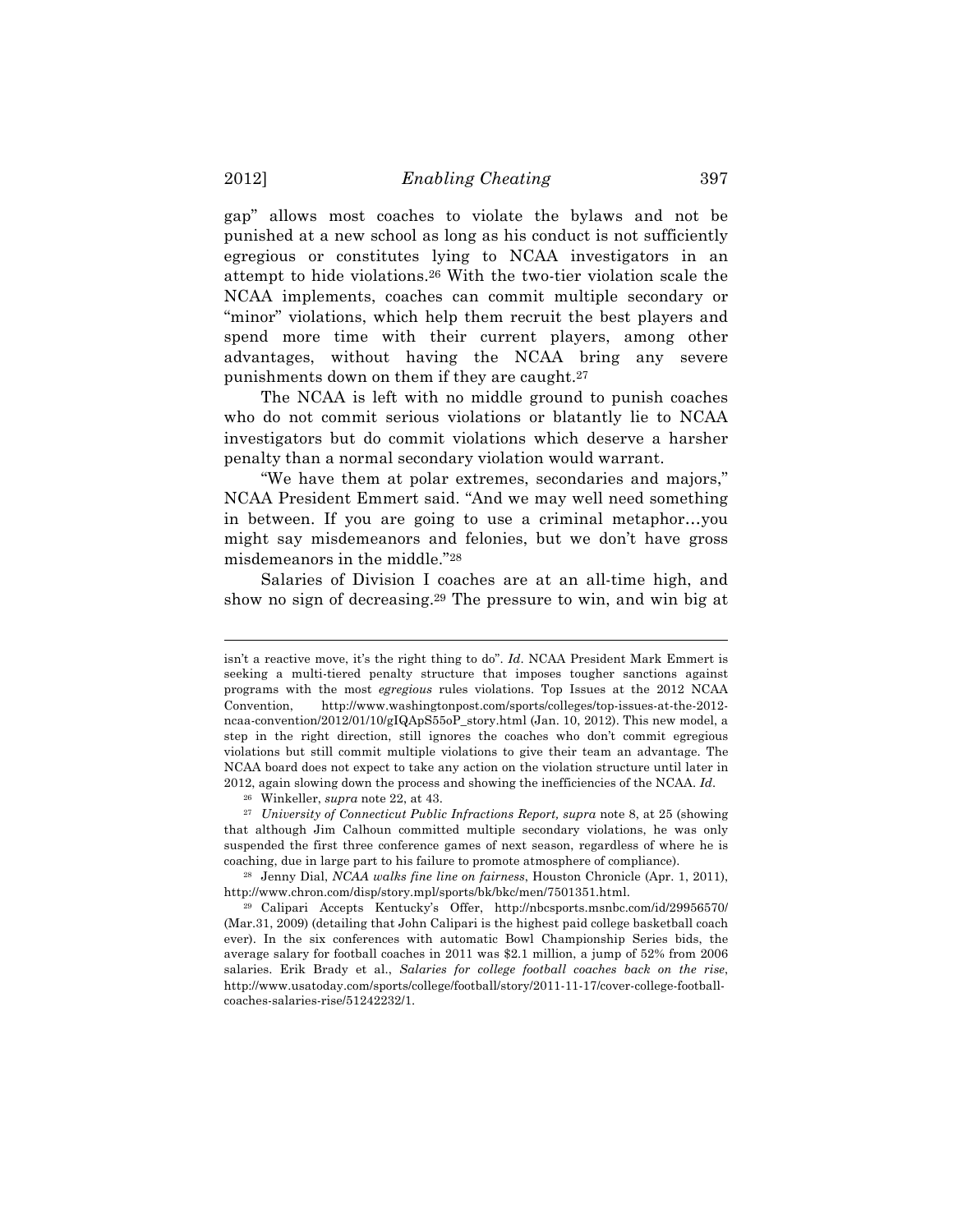gap" allows most coaches to violate the bylaws and not be punished at a new school as long as his conduct is not sufficiently egregious or constitutes lying to NCAA investigators in an attempt to hide violations.[26] With the two-tier violation scale the NCAA implements, coaches can commit multiple secondary or "minor" violations, which help them recruit the best players and spend more time with their current players, among other advantages, without having the NCAA bring any severe punishments down on them if they are caught.[27]

The NCAA is left with no middle ground to punish coaches who do not commit serious violations or blatantly lie to NCAA investigators but do commit violations which deserve a harsher penalty than a normal secondary violation would warrant.

"We have them at polar extremes, secondaries and majors," NCAA President Emmert said. "And we may well need something in between. If you are going to use a criminal metaphor…you might say misdemeanors and felonies, but we don't have gross misdemeanors in the middle."[28]

Salaries of Division I coaches are at an all-time high, and show no sign of decreasing.[29] The pressure to win, and win big at

---

isn't a reactive move, it's the right thing to do". *Id*. NCAA President Mark Emmert is seeking a multi-tiered penalty structure that imposes tougher sanctions against programs with the most *egregious* rules violations. Top Issues at the 2012 NCAA Convention, http://www.washingtonpost.com/sports/colleges/top-issues-at-the-2012-ncaa-convention/2012/01/10/gIQApS5oP_story.html (Jan. 10, 2012). This new model, a step in the right direction, still ignores the coaches who don't commit egregious violations but still commit multiple violations to give their team an advantage. The NCAA board does not expect to take any action on the violation structure until later in 2012, again slowing down the process and showing the inefficiencies of the NCAA. *Id*.

[26] Winkeller, *supra* note 22, at 43.

[27] *University of Connecticut Public Infractions Report, supra* note 8, at 25 (showing that although Jim Calhoun committed multiple secondary violations, he was only suspended the first three conference games of next season, regardless of where he is coaching, due in large part to his failure to promote atmosphere of compliance).

[28] Jenny Dial, *NCAA walks fine line on fairness*, Houston Chronicle (Apr. 1, 2011), http://www.chron.com/disp/story.mpl/sports/bk/bkc/men/7501351.html.

[29] Calipari Accepts Kentucky's Offer, http://nbcsports.msnbc.com/id/29956570/ (Mar.31, 2009) (detailing that John Calipari is the highest paid college basketball coach ever). In the six conferences with automatic Bowl Championship Series bids, the average salary for football coaches in 2011 was $2.1 million, a jump of 52% from 2006 salaries. Erik Brady et al., *Salaries for college football coaches back on the rise*, http://www.usatoday.com/sports/college/football/story/2011-11-17/cover-college-football-coaches-salaries-rise/51242232/1.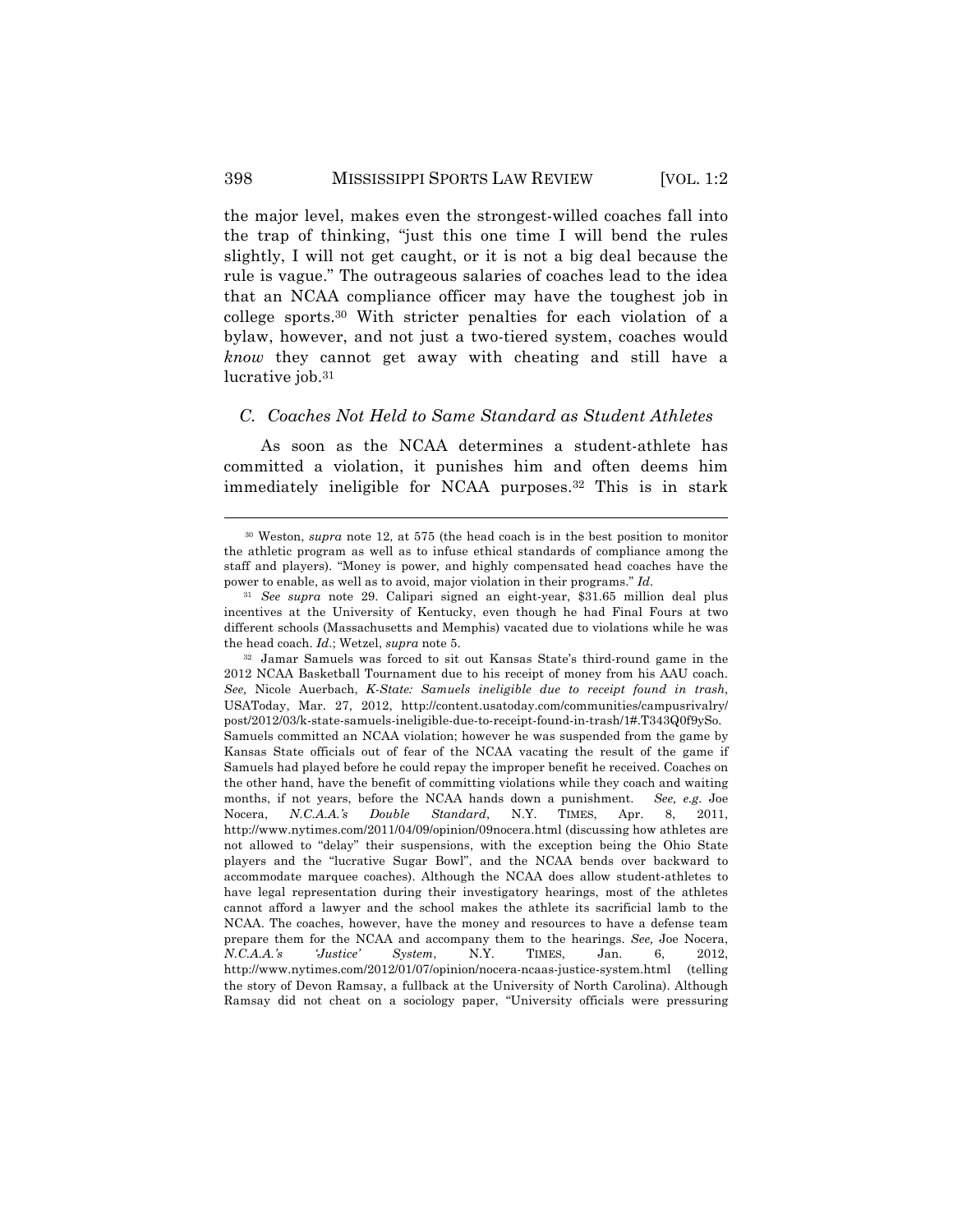the major level, makes even the strongest-willed coaches fall into the trap of thinking, "just this one time I will bend the rules slightly, I will not get caught, or it is not a big deal because the rule is vague." The outrageous salaries of coaches lead to the idea that an NCAA compliance officer may have the toughest job in college sports.[30] With stricter penalties for each violation of a bylaw, however, and not just a two-tiered system, coaches would *know* they cannot get away with cheating and still have a lucrative job.[31]

### *C. Coaches Not Held to Same Standard as Student Athletes*

As soon as the NCAA determines a student-athlete has committed a violation, it punishes him and often deems him immediately ineligible for NCAA purposes.[32] This is in stark

---

[30] Weston, *supra* note 12, at 575 (the head coach is in the best position to monitor the athletic program as well as to infuse ethical standards of compliance among the staff and players). "Money is power, and highly compensated head coaches have the power to enable, as well as to avoid, major violation in their programs." *Id*.

[31] *See supra* note 29. Calipari signed an eight-year, $31.65 million deal plus incentives at the University of Kentucky, even though he had Final Fours at two different schools (Massachusetts and Memphis) vacated due to violations while he was the head coach. *Id*.; Wetzel, *supra* note 5.

[32] Jamar Samuels was forced to sit out Kansas State's third-round game in the 2012 NCAA Basketball Tournament due to his receipt of money from his AAU coach. *See,* Nicole Auerbach, *K-State: Samuels ineligible due to receipt found in trash*, USAToday, Mar. 27, 2012, http://content.usatoday.com/communities/campusrivalry/post/2012/03/k-state-samuels-ineligible-due-to-receipt-found-in-trash/1#.T343Q0f9ySo. Samuels committed an NCAA violation; however he was suspended from the game by Kansas State officials out of fear of the NCAA vacating the result of the game if Samuels had played before he could repay the improper benefit he received. Coaches on the other hand, have the benefit of committing violations while they coach and waiting months, if not years, before the NCAA hands down a punishment. *See, e.g.* Joe Nocera, *N.C.A.A.'s Double Standard*, N.Y. TIMES, Apr. 8, 2011, http://www.nytimes.com/2011/04/09/opinion/09nocera.html (discussing how athletes are not allowed to "delay" their suspensions, with the exception being the Ohio State players and the "lucrative Sugar Bowl", and the NCAA bends over backward to accommodate marquee coaches). Although the NCAA does allow student-athletes to have legal representation during their investigatory hearings, most of the athletes cannot afford a lawyer and the school makes the athlete its sacrificial lamb to the NCAA. The coaches, however, have the money and resources to have a defense team prepare them for the NCAA and accompany them to the hearings. *See,* Joe Nocera, *N.C.A.A.'s 'Justice' System*, N.Y. TIMES, Jan. 6, 2012, http://www.nytimes.com/2012/01/07/opinion/nocera-ncaas-justice-system.html (telling the story of Devon Ramsay, a fullback at the University of North Carolina). Although Ramsay did not cheat on a sociology paper, "University officials were pressuring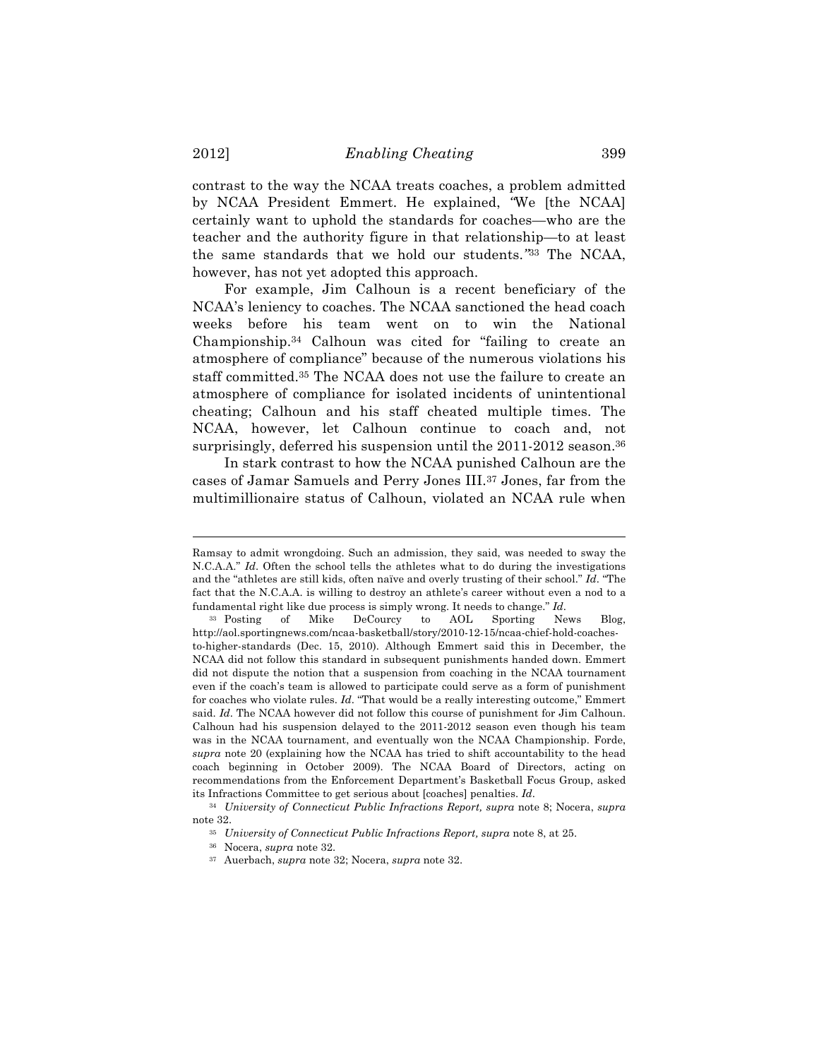contrast to the way the NCAA treats coaches, a problem admitted by NCAA President Emmert. He explained, "We [the NCAA] certainly want to uphold the standards for coaches—who are the teacher and the authority figure in that relationship—to at least the same standards that we hold our students."[33] The NCAA, however, has not yet adopted this approach.

For example, Jim Calhoun is a recent beneficiary of the NCAA's leniency to coaches. The NCAA sanctioned the head coach weeks before his team went on to win the National Championship.[34] Calhoun was cited for "failing to create an atmosphere of compliance" because of the numerous violations his staff committed.[35] The NCAA does not use the failure to create an atmosphere of compliance for isolated incidents of unintentional cheating; Calhoun and his staff cheated multiple times. The NCAA, however, let Calhoun continue to coach and, not surprisingly, deferred his suspension until the 2011-2012 season.[36]

In stark contrast to how the NCAA punished Calhoun are the cases of Jamar Samuels and Perry Jones III.[37] Jones, far from the multimillionaire status of Calhoun, violated an NCAA rule when

---

Ramsay to admit wrongdoing. Such an admission, they said, was needed to sway the N.C.A.A." *Id*. Often the school tells the athletes what to do during the investigations and the "athletes are still kids, often naïve and overly trusting of their school." *Id*. "The fact that the N.C.A.A. is willing to destroy an athlete's career without even a nod to a fundamental right like due process is simply wrong. It needs to change." *Id*.

[33] Posting of Mike DeCourcy to AOL Sporting News Blog, http://aol.sportingnews.com/ncaa-basketball/story/2010-12-15/ncaa-chief-hold-coaches-to-higher-standards (Dec. 15, 2010). Although Emmert said this in December, the NCAA did not follow this standard in subsequent punishments handed down. Emmert did not dispute the notion that a suspension from coaching in the NCAA tournament even if the coach's team is allowed to participate could serve as a form of punishment for coaches who violate rules. *Id*. "That would be a really interesting outcome," Emmert said. *Id*. The NCAA however did not follow this course of punishment for Jim Calhoun. Calhoun had his suspension delayed to the 2011-2012 season even though his team was in the NCAA tournament, and eventually won the NCAA Championship. Forde, *supra* note 20 (explaining how the NCAA has tried to shift accountability to the head coach beginning in October 2009). The NCAA Board of Directors, acting on recommendations from the Enforcement Department's Basketball Focus Group, asked its Infractions Committee to get serious about [coaches] penalties. *Id*.

[34] *University of Connecticut Public Infractions Report, supra* note 8; Nocera, *supra* note 32.

[35] *University of Connecticut Public Infractions Report, supra* note 8, at 25.

[36] Nocera, *supra* note 32.

[37] Auerbach, *supra* note 32; Nocera, *supra* note 32.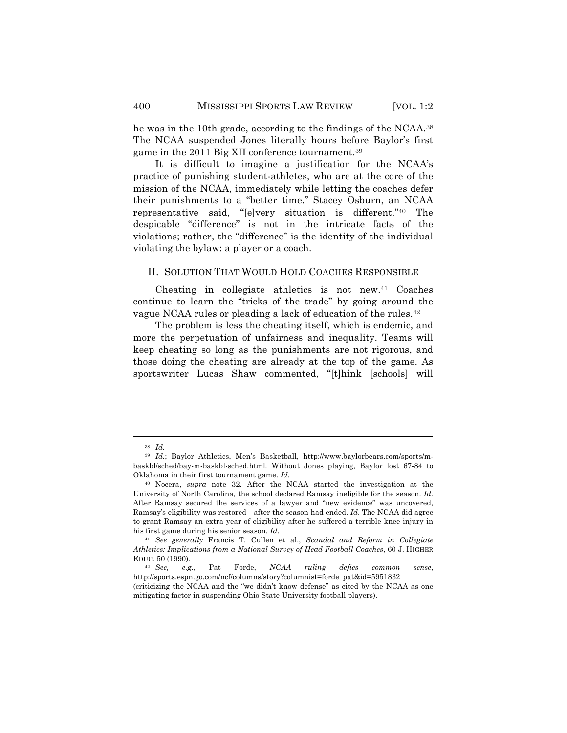he was in the 10th grade, according to the findings of the NCAA.[38] The NCAA suspended Jones literally hours before Baylor's first game in the 2011 Big XII conference tournament.[39]

It is difficult to imagine a justification for the NCAA's practice of punishing student-athletes, who are at the core of the mission of the NCAA, immediately while letting the coaches defer their punishments to a "better time." Stacey Osburn, an NCAA representative said, "[e]very situation is different."[40] The despicable "difference" is not in the intricate facts of the violations; rather, the "difference" is the identity of the individual violating the bylaw: a player or a coach.

## II. SOLUTION THAT WOULD HOLD COACHES RESPONSIBLE

Cheating in collegiate athletics is not new.[41] Coaches continue to learn the "tricks of the trade" by going around the vague NCAA rules or pleading a lack of education of the rules.[42]

The problem is less the cheating itself, which is endemic, and more the perpetuation of unfairness and inequality. Teams will keep cheating so long as the punishments are not rigorous, and those doing the cheating are already at the top of the game. As sportswriter Lucas Shaw commented, "[t]hink [schools] will

---

[38] *Id.*

[39] *Id.*; Baylor Athletics, Men's Basketball, http://www.baylorbears.com/sports/m-baskbl/sched/bay-m-baskbl-sched.html. Without Jones playing, Baylor lost 67-84 to Oklahoma in their first tournament game. *Id.*

[40] Nocera, *supra* note 32. After the NCAA started the investigation at the University of North Carolina, the school declared Ramsay ineligible for the season. *Id*. After Ramsay secured the services of a lawyer and "new evidence" was uncovered, Ramsay's eligibility was restored—after the season had ended. *Id*. The NCAA did agree to grant Ramsay an extra year of eligibility after he suffered a terrible knee injury in his first game during his senior season. *Id*.

[41] *See generally* Francis T. Cullen et al., *Scandal and Reform in Collegiate Athletics: Implications from a National Survey of Head Football Coaches*, 60 J. HIGHER EDUC. 50 (1990).

[42] *See, e.g.*, Pat Forde, *NCAA ruling defies common sense*, http://sports.espn.go.com/ncf/columns/story?columnist=forde_pat&id=5951832 (criticizing the NCAA and the "we didn't know defense" as cited by the NCAA as one mitigating factor in suspending Ohio State University football players).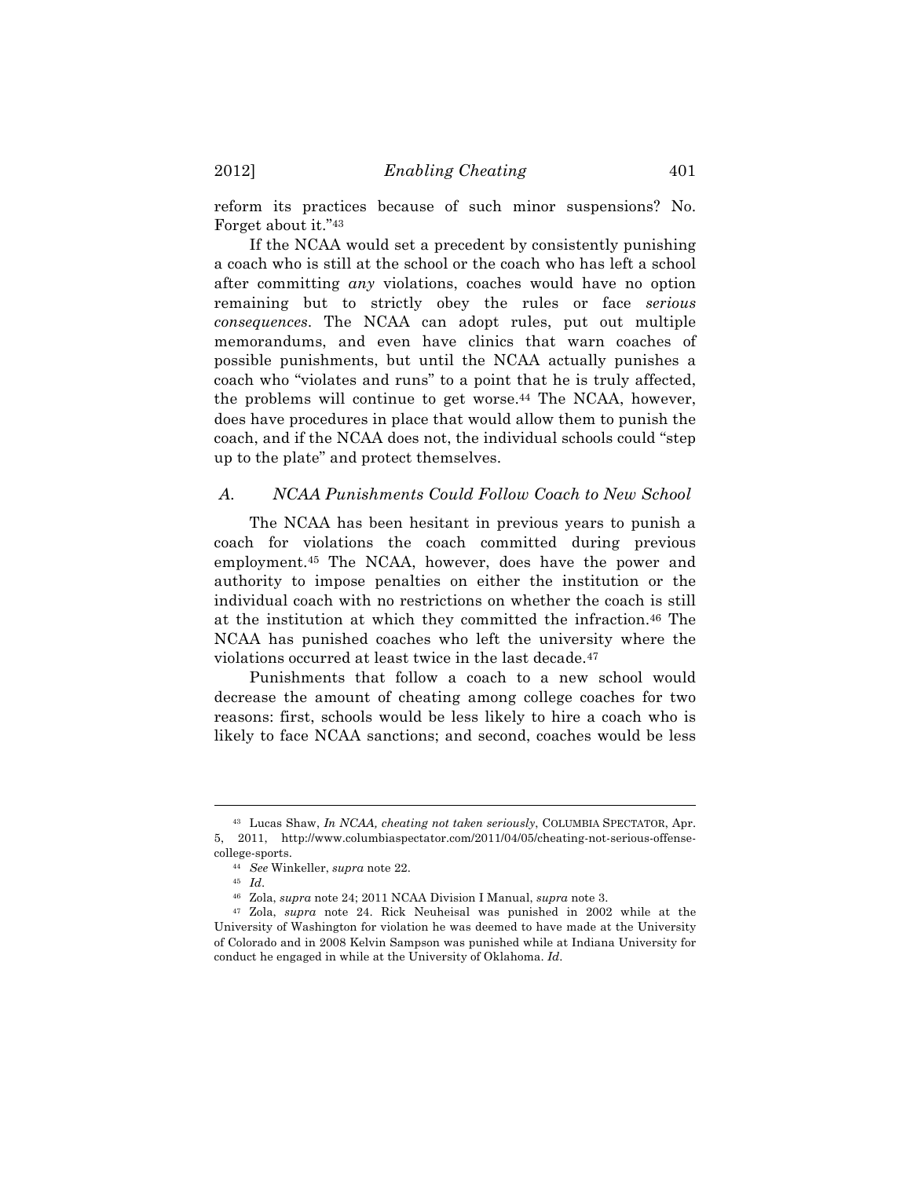reform its practices because of such minor suspensions? No. Forget about it."[43]

If the NCAA would set a precedent by consistently punishing a coach who is still at the school or the coach who has left a school after committing *any* violations, coaches would have no option remaining but to strictly obey the rules or face *serious consequences*. The NCAA can adopt rules, put out multiple memorandums, and even have clinics that warn coaches of possible punishments, but until the NCAA actually punishes a coach who "violates and runs" to a point that he is truly affected, the problems will continue to get worse.[44] The NCAA, however, does have procedures in place that would allow them to punish the coach, and if the NCAA does not, the individual schools could "step up to the plate" and protect themselves.

### *A. NCAA Punishments Could Follow Coach to New School*

The NCAA has been hesitant in previous years to punish a coach for violations the coach committed during previous employment.[45] The NCAA, however, does have the power and authority to impose penalties on either the institution or the individual coach with no restrictions on whether the coach is still at the institution at which they committed the infraction.[46] The NCAA has punished coaches who left the university where the violations occurred at least twice in the last decade.[47]

Punishments that follow a coach to a new school would decrease the amount of cheating among college coaches for two reasons: first, schools would be less likely to hire a coach who is likely to face NCAA sanctions; and second, coaches would be less

---

[43] Lucas Shaw, *In NCAA, cheating not taken seriously*, COLUMBIA SPECTATOR, Apr. 5, 2011, http://www.columbiaspectator.com/2011/04/05/cheating-not-serious-offense-college-sports.

[44] *See* Winkeller, *supra* note 22.

[45] *Id*.

[46] Zola, *supra* note 24; 2011 NCAA Division I Manual, *supra* note 3.

[47] Zola, *supra* note 24. Rick Neuheisal was punished in 2002 while at the University of Washington for violation he was deemed to have made at the University of Colorado and in 2008 Kelvin Sampson was punished while at Indiana University for conduct he engaged in while at the University of Oklahoma. *Id*.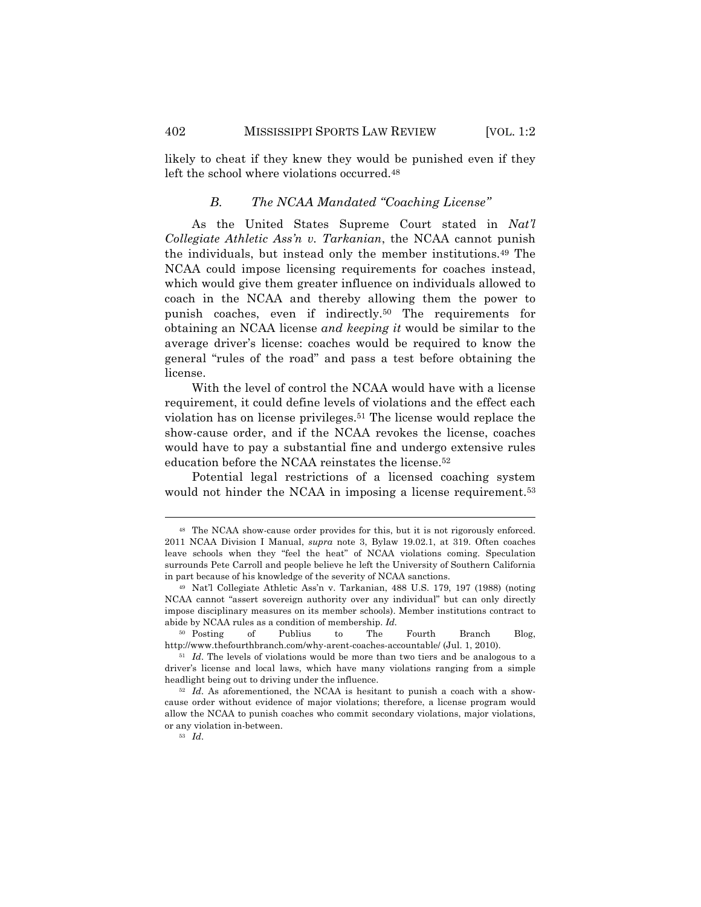likely to cheat if they knew they would be punished even if they left the school where violations occurred.[48]

### *B. The NCAA Mandated "Coaching License"*

As the United States Supreme Court stated in *Nat'l Collegiate Athletic Ass'n v. Tarkanian*, the NCAA cannot punish the individuals, but instead only the member institutions.[49] The NCAA could impose licensing requirements for coaches instead, which would give them greater influence on individuals allowed to coach in the NCAA and thereby allowing them the power to punish coaches, even if indirectly.[50] The requirements for obtaining an NCAA license *and keeping it* would be similar to the average driver's license: coaches would be required to know the general "rules of the road" and pass a test before obtaining the license.

With the level of control the NCAA would have with a license requirement, it could define levels of violations and the effect each violation has on license privileges.[51] The license would replace the show-cause order, and if the NCAA revokes the license, coaches would have to pay a substantial fine and undergo extensive rules education before the NCAA reinstates the license.[52]

Potential legal restrictions of a licensed coaching system would not hinder the NCAA in imposing a license requirement.[53]

---

[48] The NCAA show-cause order provides for this, but it is not rigorously enforced. 2011 NCAA Division I Manual, *supra* note 3, Bylaw 19.02.1, at 319. Often coaches leave schools when they "feel the heat" of NCAA violations coming. Speculation surrounds Pete Carroll and people believe he left the University of Southern California in part because of his knowledge of the severity of NCAA sanctions.

[49] Nat'l Collegiate Athletic Ass'n v. Tarkanian, 488 U.S. 179, 197 (1988) (noting NCAA cannot "assert sovereign authority over any individual" but can only directly impose disciplinary measures on its member schools). Member institutions contract to abide by NCAA rules as a condition of membership. *Id.*

[50] Posting of Publius to The Fourth Branch Blog, http://www.thefourthbranch.com/why-arent-coaches-accountable/ (Jul. 1, 2010).

[51] *Id*. The levels of violations would be more than two tiers and be analogous to a driver's license and local laws, which have many violations ranging from a simple headlight being out to driving under the influence.

[52] *Id*. As aforementioned, the NCAA is hesitant to punish a coach with a show-cause order without evidence of major violations; therefore, a license program would allow the NCAA to punish coaches who commit secondary violations, major violations, or any violation in-between.

[53] *Id*.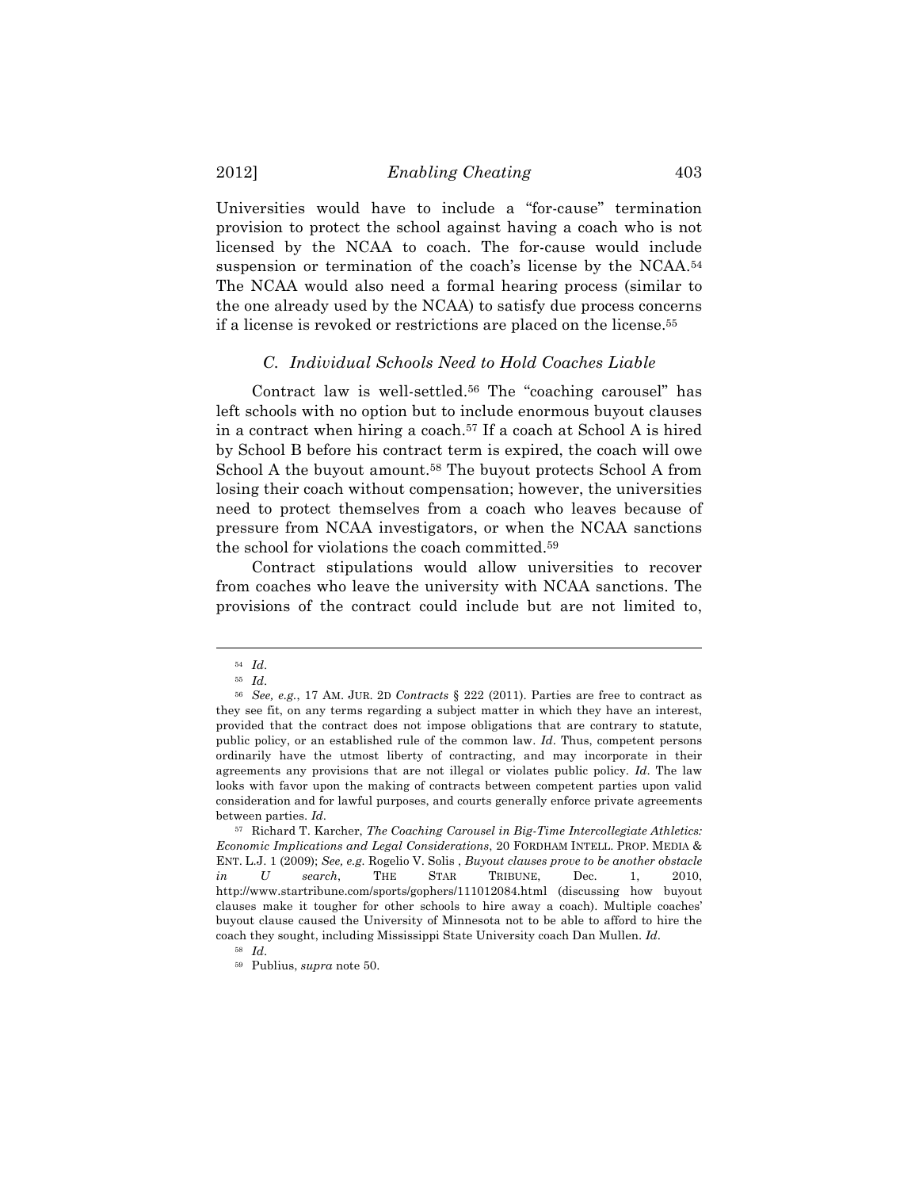Universities would have to include a "for-cause" termination provision to protect the school against having a coach who is not licensed by the NCAA to coach. The for-cause would include suspension or termination of the coach's license by the NCAA.[54] The NCAA would also need a formal hearing process (similar to the one already used by the NCAA) to satisfy due process concerns if a license is revoked or restrictions are placed on the license.[55]

### *C. Individual Schools Need to Hold Coaches Liable*

Contract law is well-settled.[56] The "coaching carousel" has left schools with no option but to include enormous buyout clauses in a contract when hiring a coach.[57] If a coach at School A is hired by School B before his contract term is expired, the coach will owe School A the buyout amount.[58] The buyout protects School A from losing their coach without compensation; however, the universities need to protect themselves from a coach who leaves because of pressure from NCAA investigators, or when the NCAA sanctions the school for violations the coach committed.[59]

Contract stipulations would allow universities to recover from coaches who leave the university with NCAA sanctions. The provisions of the contract could include but are not limited to,

---

[54] *Id.*

[55] *Id.*

[56] *See, e.g.*, 17 AM. JUR. 2D *Contracts* § 222 (2011). Parties are free to contract as they see fit, on any terms regarding a subject matter in which they have an interest, provided that the contract does not impose obligations that are contrary to statute, public policy, or an established rule of the common law. *Id.* Thus, competent persons ordinarily have the utmost liberty of contracting, and may incorporate in their agreements any provisions that are not illegal or violates public policy. *Id.* The law looks with favor upon the making of contracts between competent parties upon valid consideration and for lawful purposes, and courts generally enforce private agreements between parties. *Id.*

[57] Richard T. Karcher, *The Coaching Carousel in Big-Time Intercollegiate Athletics: Economic Implications and Legal Considerations*, 20 FORDHAM INTELL. PROP. MEDIA & ENT. L.J. 1 (2009); *See, e.g.* Rogelio V. Solis , *Buyout clauses prove to be another obstacle in U search*, THE STAR TRIBUNE, Dec. 1, 2010, http://www.startribune.com/sports/gophers/111012084.html (discussing how buyout clauses make it tougher for other schools to hire away a coach). Multiple coaches' buyout clause caused the University of Minnesota not to be able to afford to hire the coach they sought, including Mississippi State University coach Dan Mullen. *Id.*

[58] *Id.*

[59] Publius, *supra* note 50.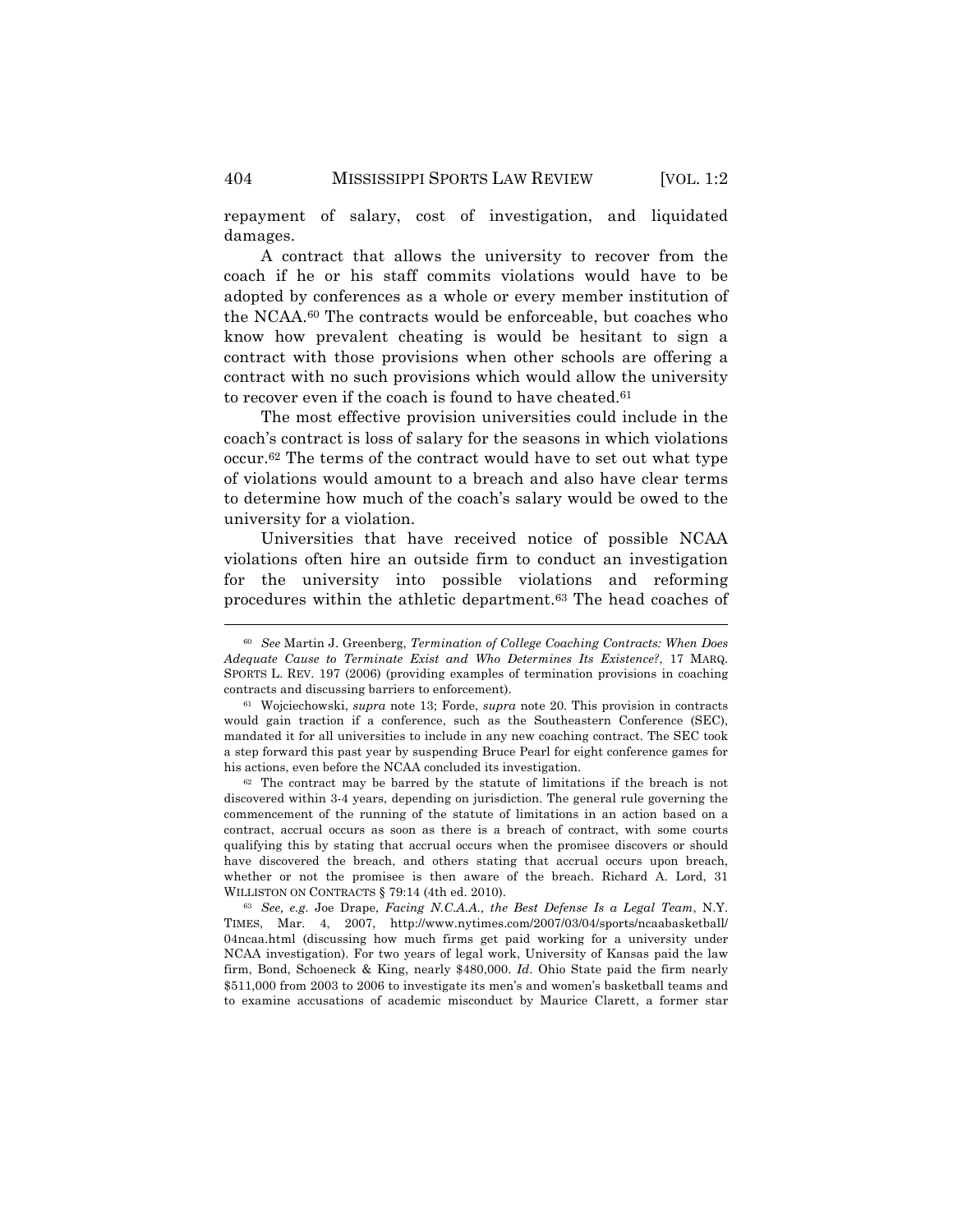repayment of salary, cost of investigation, and liquidated damages.

A contract that allows the university to recover from the coach if he or his staff commits violations would have to be adopted by conferences as a whole or every member institution of the NCAA.[60] The contracts would be enforceable, but coaches who know how prevalent cheating is would be hesitant to sign a contract with those provisions when other schools are offering a contract with no such provisions which would allow the university to recover even if the coach is found to have cheated.[61]

The most effective provision universities could include in the coach's contract is loss of salary for the seasons in which violations occur.[62] The terms of the contract would have to set out what type of violations would amount to a breach and also have clear terms to determine how much of the coach's salary would be owed to the university for a violation.

Universities that have received notice of possible NCAA violations often hire an outside firm to conduct an investigation for the university into possible violations and reforming procedures within the athletic department.[63] The head coaches of

---

[60] *See* Martin J. Greenberg, *Termination of College Coaching Contracts: When Does Adequate Cause to Terminate Exist and Who Determines Its Existence?*, 17 MARQ. SPORTS L. REV. 197 (2006) (providing examples of termination provisions in coaching contracts and discussing barriers to enforcement).

[61] Wojciechowski, *supra* note 13; Forde, *supra* note 20. This provision in contracts would gain traction if a conference, such as the Southeastern Conference (SEC), mandated it for all universities to include in any new coaching contract. The SEC took a step forward this past year by suspending Bruce Pearl for eight conference games for his actions, even before the NCAA concluded its investigation.

[62] The contract may be barred by the statute of limitations if the breach is not discovered within 3-4 years, depending on jurisdiction. The general rule governing the commencement of the running of the statute of limitations in an action based on a contract, accrual occurs as soon as there is a breach of contract, with some courts qualifying this by stating that accrual occurs when the promisee discovers or should have discovered the breach, and others stating that accrual occurs upon breach, whether or not the promisee is then aware of the breach. Richard A. Lord, 31 WILLISTON ON CONTRACTS § 79:14 (4th ed. 2010).

[63] *See, e.g.* Joe Drape, *Facing N.C.A.A., the Best Defense Is a Legal Team*, N.Y. TIMES, Mar. 4, 2007, http://www.nytimes.com/2007/03/04/sports/ncaabasketball/04ncaa.html (discussing how much firms get paid working for a university under NCAA investigation). For two years of legal work, University of Kansas paid the law firm, Bond, Schoeneck & King, nearly $480,000. *Id.* Ohio State paid the firm nearly $511,000 from 2003 to 2006 to investigate its men's and women's basketball teams and to examine accusations of academic misconduct by Maurice Clarett, a former star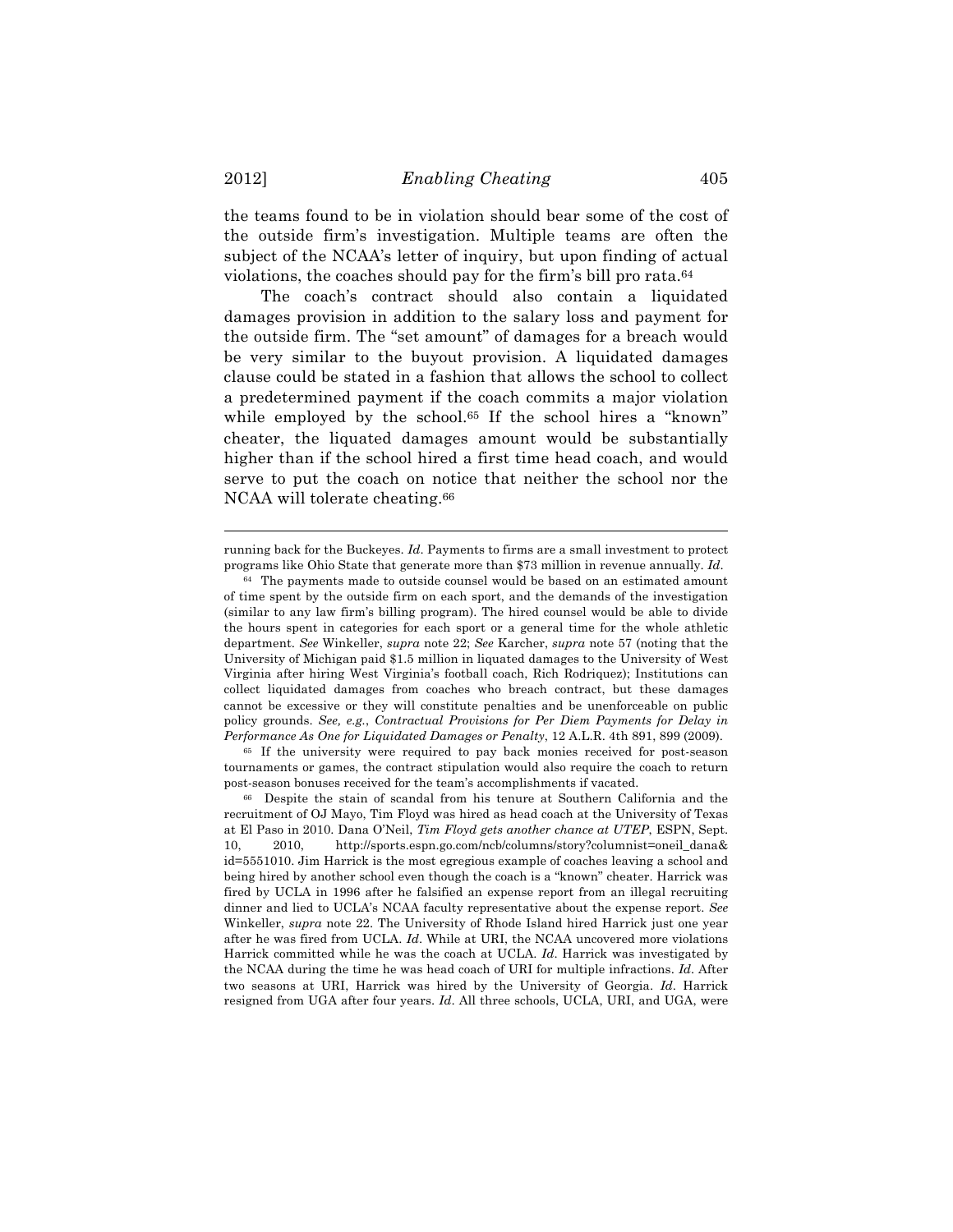the teams found to be in violation should bear some of the cost of the outside firm's investigation. Multiple teams are often the subject of the NCAA's letter of inquiry, but upon finding of actual violations, the coaches should pay for the firm's bill pro rata.[64]

The coach's contract should also contain a liquidated damages provision in addition to the salary loss and payment for the outside firm. The "set amount" of damages for a breach would be very similar to the buyout provision. A liquidated damages clause could be stated in a fashion that allows the school to collect a predetermined payment if the coach commits a major violation while employed by the school.[65] If the school hires a "known" cheater, the liquated damages amount would be substantially higher than if the school hired a first time head coach, and would serve to put the coach on notice that neither the school nor the NCAA will tolerate cheating.[66]

---

running back for the Buckeyes. *Id*. Payments to firms are a small investment to protect programs like Ohio State that generate more than $73 million in revenue annually. *Id*.

[64] The payments made to outside counsel would be based on an estimated amount of time spent by the outside firm on each sport, and the demands of the investigation (similar to any law firm's billing program). The hired counsel would be able to divide the hours spent in categories for each sport or a general time for the whole athletic department. *See* Winkeller, *supra* note 22; *See* Karcher, *supra* note 57 (noting that the University of Michigan paid $1.5 million in liquated damages to the University of West Virginia after hiring West Virginia's football coach, Rich Rodriquez); Institutions can collect liquidated damages from coaches who breach contract, but these damages cannot be excessive or they will constitute penalties and be unenforceable on public policy grounds. *See, e.g.*, *Contractual Provisions for Per Diem Payments for Delay in Performance As One for Liquidated Damages or Penalty*, 12 A.L.R. 4th 891, 899 (2009).

[65] If the university were required to pay back monies received for post-season tournaments or games, the contract stipulation would also require the coach to return post-season bonuses received for the team's accomplishments if vacated.

[66] Despite the stain of scandal from his tenure at Southern California and the recruitment of OJ Mayo, Tim Floyd was hired as head coach at the University of Texas at El Paso in 2010. Dana O'Neil, *Tim Floyd gets another chance at UTEP*, ESPN, Sept. 10, 2010, http://sports.espn.go.com/ncb/columns/story?columnist=oneil_dana&id=5551010. Jim Harrick is the most egregious example of coaches leaving a school and being hired by another school even though the coach is a "known" cheater. Harrick was fired by UCLA in 1996 after he falsified an expense report from an illegal recruiting dinner and lied to UCLA's NCAA faculty representative about the expense report. *See* Winkeller, *supra* note 22. The University of Rhode Island hired Harrick just one year after he was fired from UCLA. *Id*. While at URI, the NCAA uncovered more violations Harrick committed while he was the coach at UCLA. *Id*. Harrick was investigated by the NCAA during the time he was head coach of URI for multiple infractions. *Id*. After two seasons at URI, Harrick was hired by the University of Georgia. *Id*. Harrick resigned from UGA after four years. *Id*. All three schools, UCLA, URI, and UGA, were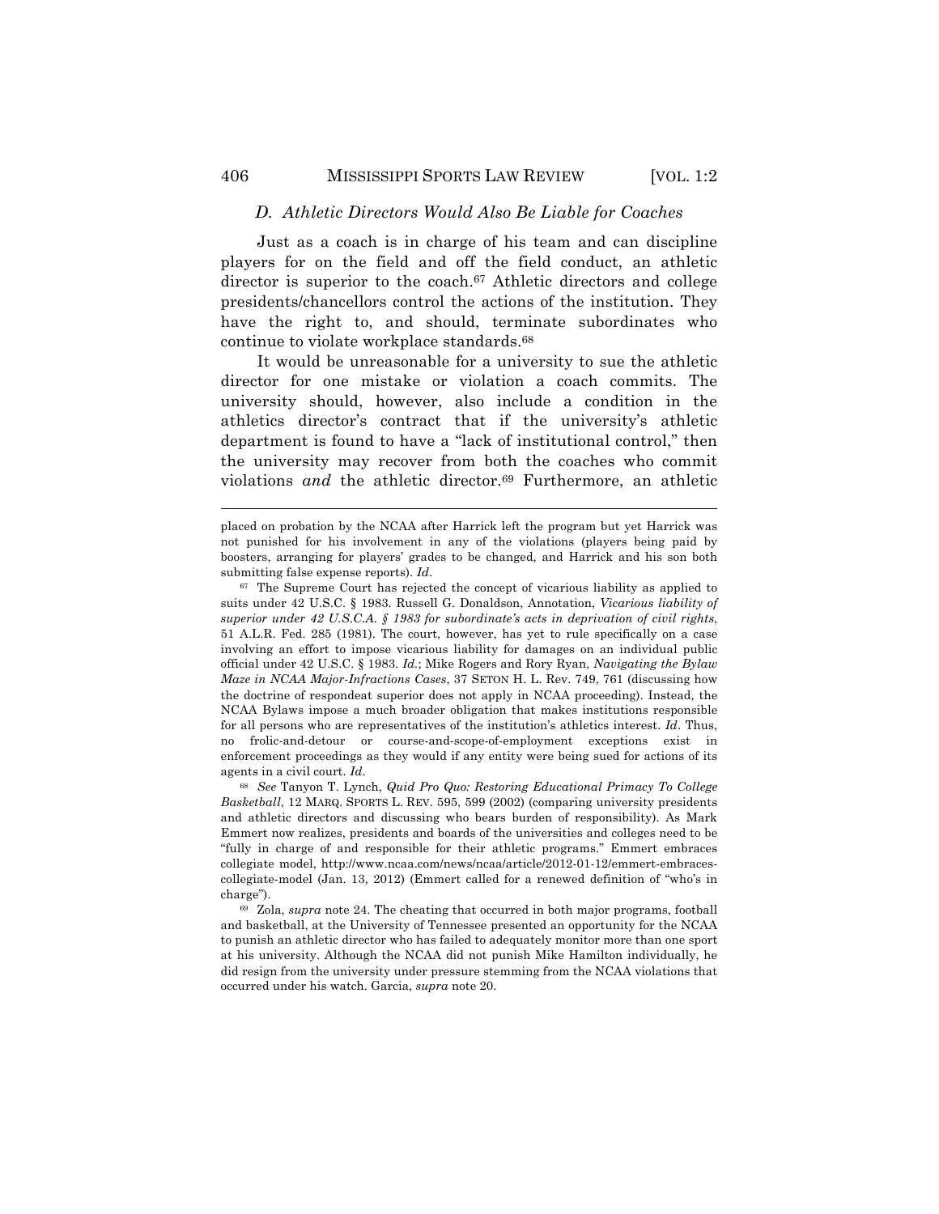### D. Athletic Directors Would Also Be Liable for Coaches

Just as a coach is in charge of his team and can discipline players for on the field and off the field conduct, an athletic director is superior to the coach.[67] Athletic directors and college presidents/chancellors control the actions of the institution. They have the right to, and should, terminate subordinates who continue to violate workplace standards.[68]

It would be unreasonable for a university to sue the athletic director for one mistake or violation a coach commits. The university should, however, also include a condition in the athletics director's contract that if the university's athletic department is found to have a "lack of institutional control," then the university may recover from both the coaches who commit violations *and* the athletic director.[69] Furthermore, an athletic

---

placed on probation by the NCAA after Harrick left the program but yet Harrick was not punished for his involvement in any of the violations (players being paid by boosters, arranging for players' grades to be changed, and Harrick and his son both submitting false expense reports). *Id*.

[67] The Supreme Court has rejected the concept of vicarious liability as applied to suits under 42 U.S.C. § 1983. Russell G. Donaldson, Annotation, *Vicarious liability of superior under 42 U.S.C.A. § 1983 for subordinate's acts in deprivation of civil rights*, 51 A.L.R. Fed. 285 (1981). The court, however, has yet to rule specifically on a case involving an effort to impose vicarious liability for damages on an individual public official under 42 U.S.C. § 1983. *Id.*; Mike Rogers and Rory Ryan, *Navigating the Bylaw Maze in NCAA Major-Infractions Cases*, 37 SETON H. L. Rev. 749, 761 (discussing how the doctrine of respondeat superior does not apply in NCAA proceeding). Instead, the NCAA Bylaws impose a much broader obligation that makes institutions responsible for all persons who are representatives of the institution's athletics interest. *Id*. Thus, no frolic-and-detour or course-and-scope-of-employment exceptions exist in enforcement proceedings as they would if any entity were being sued for actions of its agents in a civil court. *Id*.

[68] *See* Tanyon T. Lynch, *Quid Pro Quo: Restoring Educational Primacy To College Basketball*, 12 MARQ. SPORTS L. REV. 595, 599 (2002) (comparing university presidents and athletic directors and discussing who bears burden of responsibility). As Mark Emmert now realizes, presidents and boards of the universities and colleges need to be "fully in charge of and responsible for their athletic programs." Emmert embraces collegiate model, http://www.ncaa.com/news/ncaa/article/2012-01-12/emmert-embraces-collegiate-model (Jan. 13, 2012) (Emmert called for a renewed definition of "who's in charge").

[69] Zola, *supra* note 24. The cheating that occurred in both major programs, football and basketball, at the University of Tennessee presented an opportunity for the NCAA to punish an athletic director who has failed to adequately monitor more than one sport at his university. Although the NCAA did not punish Mike Hamilton individually, he did resign from the university under pressure stemming from the NCAA violations that occurred under his watch. Garcia, *supra* note 20.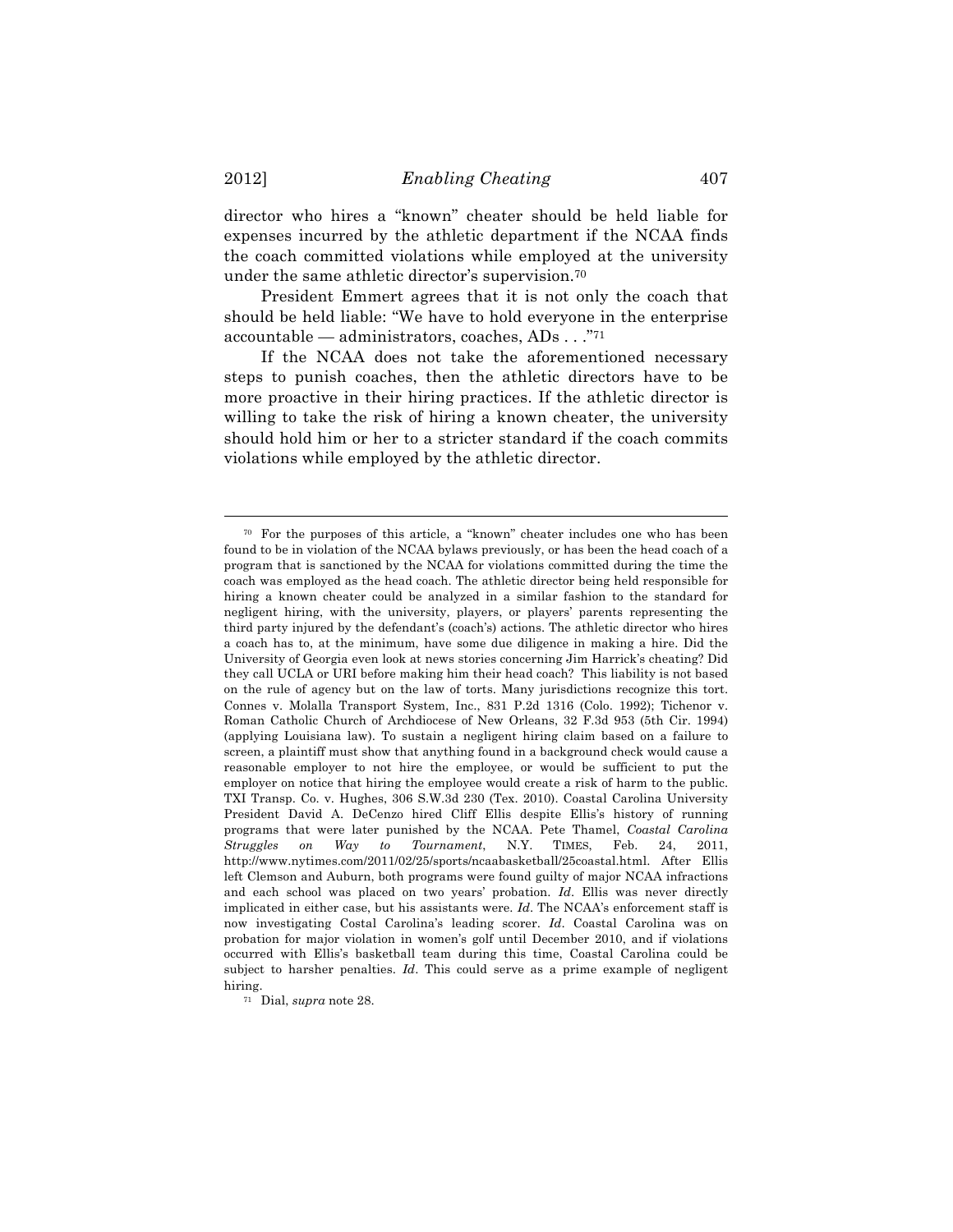director who hires a "known" cheater should be held liable for expenses incurred by the athletic department if the NCAA finds the coach committed violations while employed at the university under the same athletic director's supervision.[70]

President Emmert agrees that it is not only the coach that should be held liable: "We have to hold everyone in the enterprise accountable — administrators, coaches, ADs . . ."[71]

If the NCAA does not take the aforementioned necessary steps to punish coaches, then the athletic directors have to be more proactive in their hiring practices. If the athletic director is willing to take the risk of hiring a known cheater, the university should hold him or her to a stricter standard if the coach commits violations while employed by the athletic director.

---

[70] For the purposes of this article, a "known" cheater includes one who has been found to be in violation of the NCAA bylaws previously, or has been the head coach of a program that is sanctioned by the NCAA for violations committed during the time the coach was employed as the head coach. The athletic director being held responsible for hiring a known cheater could be analyzed in a similar fashion to the standard for negligent hiring, with the university, players, or players' parents representing the third party injured by the defendant's (coach's) actions. The athletic director who hires a coach has to, at the minimum, have some due diligence in making a hire. Did the University of Georgia even look at news stories concerning Jim Harrick's cheating? Did they call UCLA or URI before making him their head coach? This liability is not based on the rule of agency but on the law of torts. Many jurisdictions recognize this tort. Connes v. Molalla Transport System, Inc., 831 P.2d 1316 (Colo. 1992); Tichenor v. Roman Catholic Church of Archdiocese of New Orleans, 32 F.3d 953 (5th Cir. 1994) (applying Louisiana law). To sustain a negligent hiring claim based on a failure to screen, a plaintiff must show that anything found in a background check would cause a reasonable employer to not hire the employee, or would be sufficient to put the employer on notice that hiring the employee would create a risk of harm to the public. TXI Transp. Co. v. Hughes, 306 S.W.3d 230 (Tex. 2010). Coastal Carolina University President David A. DeCenzo hired Cliff Ellis despite Ellis's history of running programs that were later punished by the NCAA. Pete Thamel, *Coastal Carolina Struggles on Way to Tournament*, N.Y. TIMES, Feb. 24, 2011, http://www.nytimes.com/2011/02/25/sports/ncaabasketball/25coastal.html. After Ellis left Clemson and Auburn, both programs were found guilty of major NCAA infractions and each school was placed on two years' probation. *Id*. Ellis was never directly implicated in either case, but his assistants were. *Id*. The NCAA's enforcement staff is now investigating Costal Carolina's leading scorer. *Id*. Coastal Carolina was on probation for major violation in women's golf until December 2010, and if violations occurred with Ellis's basketball team during this time, Coastal Carolina could be subject to harsher penalties. *Id*. This could serve as a prime example of negligent hiring.

[71] Dial, *supra* note 28.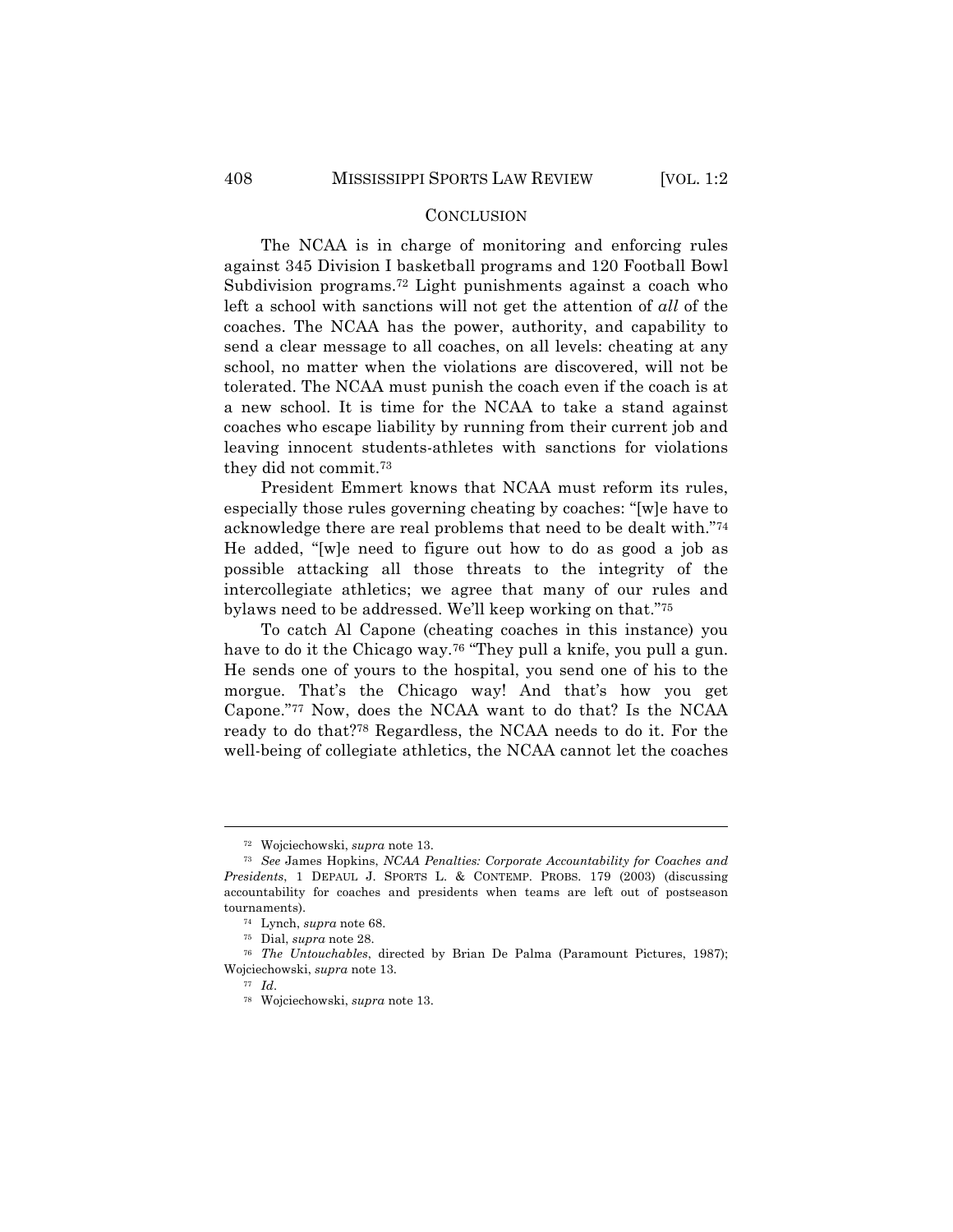## CONCLUSION

The NCAA is in charge of monitoring and enforcing rules against 345 Division I basketball programs and 120 Football Bowl Subdivision programs.[72] Light punishments against a coach who left a school with sanctions will not get the attention of *all* of the coaches. The NCAA has the power, authority, and capability to send a clear message to all coaches, on all levels: cheating at any school, no matter when the violations are discovered, will not be tolerated. The NCAA must punish the coach even if the coach is at a new school. It is time for the NCAA to take a stand against coaches who escape liability by running from their current job and leaving innocent students-athletes with sanctions for violations they did not commit.[73]

President Emmert knows that NCAA must reform its rules, especially those rules governing cheating by coaches: "[w]e have to acknowledge there are real problems that need to be dealt with."[74] He added, "[w]e need to figure out how to do as good a job as possible attacking all those threats to the integrity of the intercollegiate athletics; we agree that many of our rules and bylaws need to be addressed. We'll keep working on that."[75]

To catch Al Capone (cheating coaches in this instance) you have to do it the Chicago way.[76] "They pull a knife, you pull a gun. He sends one of yours to the hospital, you send one of his to the morgue. That's the Chicago way! And that's how you get Capone."[77] Now, does the NCAA want to do that? Is the NCAA ready to do that?[78] Regardless, the NCAA needs to do it. For the well-being of collegiate athletics, the NCAA cannot let the coaches

---

[72] Wojciechowski, *supra* note 13.

[73] *See* James Hopkins, *NCAA Penalties: Corporate Accountability for Coaches and Presidents*, 1 DEPAUL J. SPORTS L. & CONTEMP. PROBS. 179 (2003) (discussing accountability for coaches and presidents when teams are left out of postseason tournaments).

[74] Lynch, *supra* note 68.

[75] Dial, *supra* note 28.

[76] *The Untouchables*, directed by Brian De Palma (Paramount Pictures, 1987); Wojciechowski, *supra* note 13.

[77] *Id*.

[78] Wojciechowski, *supra* note 13.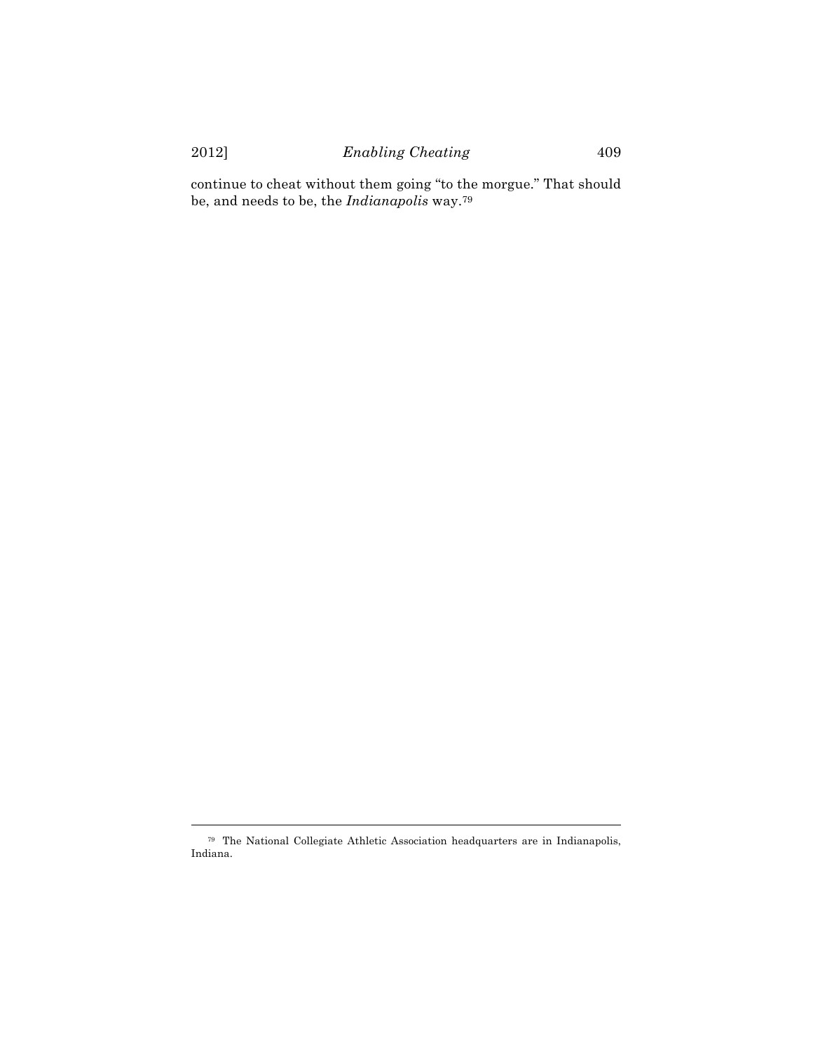continue to cheat without them going "to the morgue." That should be, and needs to be, the *Indianapolis* way.[79]

---

[79] The National Collegiate Athletic Association headquarters are in Indianapolis, Indiana.